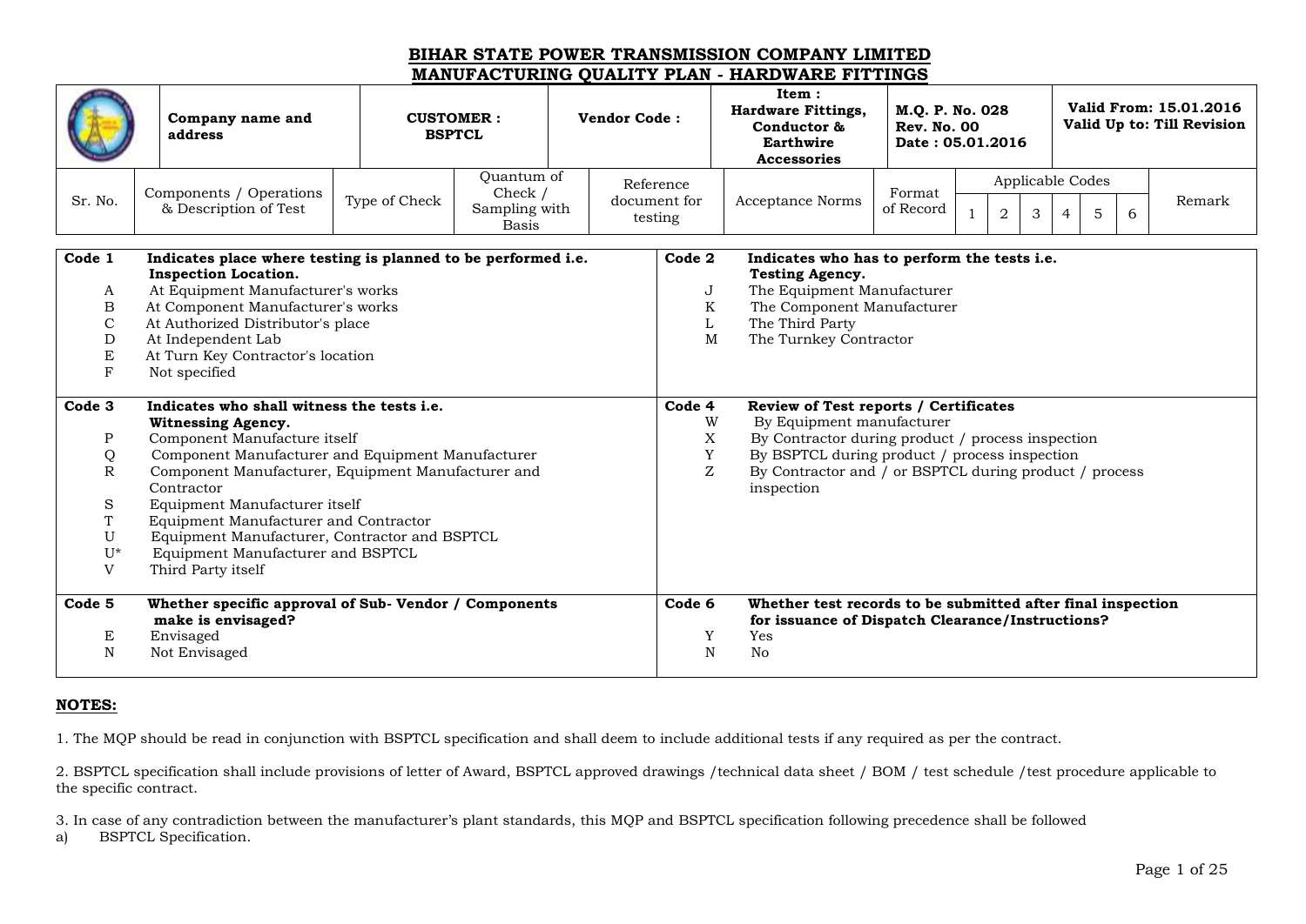# BIHAR STATE POWER TRANSMISSION COMPANY LIMITED

## MANUFACTURING QUALITY PLAN - HARDWARE FITTINGS

| | **Company name and address** | **CUSTOMER : BSPTCL** | **Vendor Code :** | **Item : Hardware Fittings, Conductor & Earthwire Accessories** | **M.Q. P. No. 028 Rev. No. 00 Date : 05.01.2016** | **Valid From: 15.01.2016 Valid Up to: Till Revision** |
|---|---|---|---|---|---|---|

| Sr. No. | Components / Operations & Description of Test | Type of Check | Quantum of Check / Sampling with Basis | Reference document for testing | Acceptance Norms | Format of Record | Applicable Codes | | | | | | Remark |
|---|---|---|---|---|---|---|---|---|---|---|---|---|---|
| | | | | | | | 1 | 2 | 3 | 4 | 5 | 6 | |

| | |
|---|---|
| **Code 1** **Indicates place where testing is planned to be performed i.e. Inspection Location.**<br>A At Equipment Manufacturer's works<br>B At Component Manufacturer's works<br>C At Authorized Distributor's place<br>D At Independent Lab<br>E At Turn Key Contractor's location<br>F Not specified | **Code 2** **Indicates who has to perform the tests i.e. Testing Agency.**<br>J The Equipment Manufacturer<br>K The Component Manufacturer<br>L The Third Party<br>M The Turnkey Contractor |
| **Code 3** **Indicates who shall witness the tests i.e. Witnessing Agency.**<br>P Component Manufacture itself<br>Q Component Manufacturer and Equipment Manufacturer<br>R Component Manufacturer, Equipment Manufacturer and Contractor<br>S Equipment Manufacturer itself<br>T Equipment Manufacturer and Contractor<br>U Equipment Manufacturer, Contractor and BSPTCL<br>U* Equipment Manufacturer and BSPTCL<br>V Third Party itself | **Code 4** **Review of Test reports / Certificates**<br>W By Equipment manufacturer<br>X By Contractor during product / process inspection<br>Y By BSPTCL during product / process inspection<br>Z By Contractor and / or BSPTCL during product / process inspection |
| **Code 5** **Whether specific approval of Sub- Vendor / Components make is envisaged?**<br>E Envisaged<br>N Not Envisaged | **Code 6** **Whether test records to be submitted after final inspection for issuance of Dispatch Clearance/Instructions?**<br>Y Yes<br>N No |

**NOTES:**

1. The MQP should be read in conjunction with BSPTCL specification and shall deem to include additional tests if any required as per the contract.

2. BSPTCL specification shall include provisions of letter of Award, BSPTCL approved drawings /technical data sheet / BOM / test schedule /test procedure applicable to the specific contract.

3. In case of any contradiction between the manufacturer's plant standards, this MQP and BSPTCL specification following precedence shall be followed

a) BSPTCL Specification.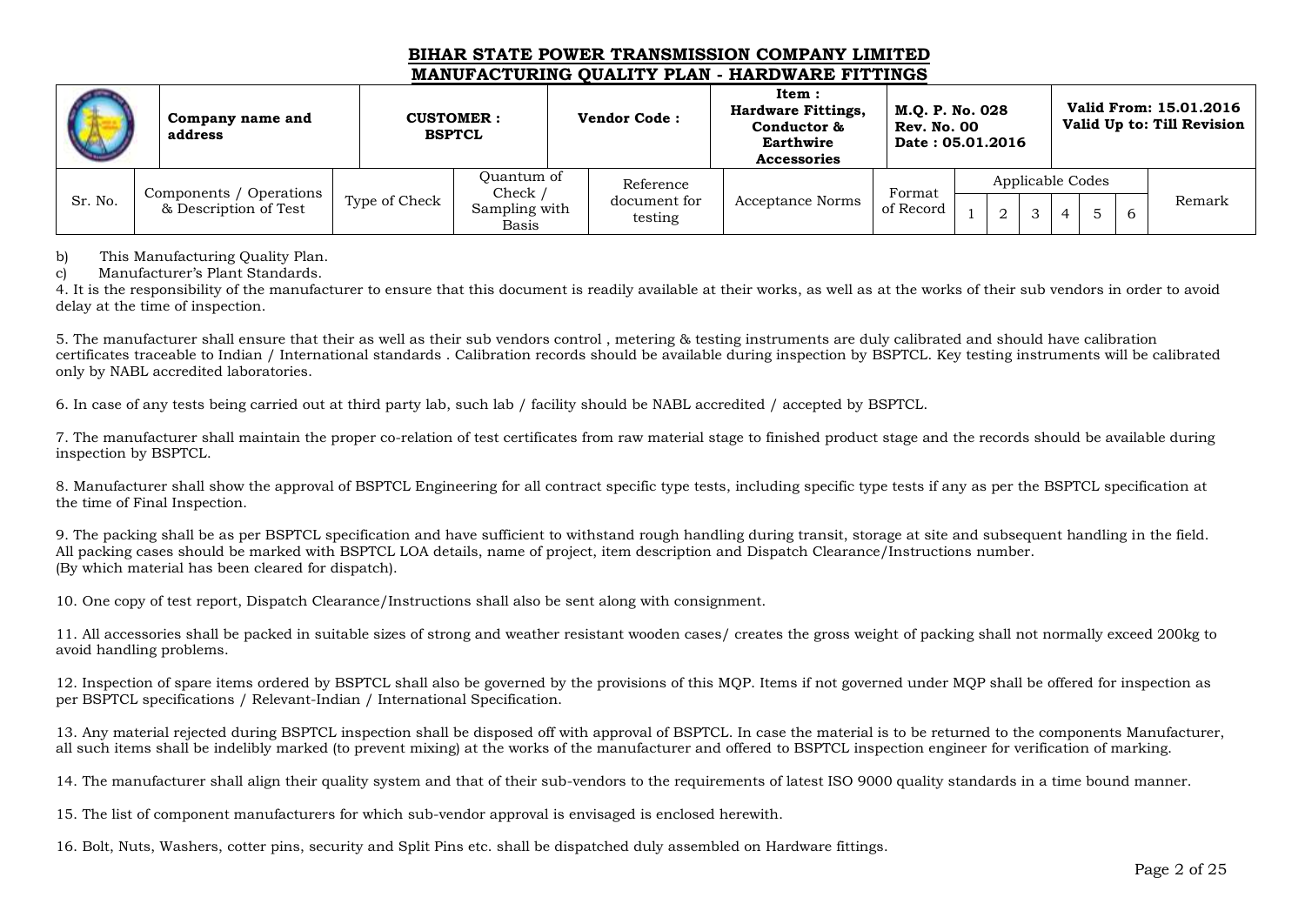b) This Manufacturing Quality Plan.

c) Manufacturer's Plant Standards.

4. It is the responsibility of the manufacturer to ensure that this document is readily available at their works, as well as at the works of their sub vendors in order to avoid delay at the time of inspection.

5. The manufacturer shall ensure that their as well as their sub vendors control , metering & testing instruments are duly calibrated and should have calibration certificates traceable to Indian / International standards . Calibration records should be available during inspection by BSPTCL. Key testing instruments will be calibrated only by NABL accredited laboratories.

6. In case of any tests being carried out at third party lab, such lab / facility should be NABL accredited / accepted by BSPTCL.

7. The manufacturer shall maintain the proper co-relation of test certificates from raw material stage to finished product stage and the records should be available during inspection by BSPTCL.

8. Manufacturer shall show the approval of BSPTCL Engineering for all contract specific type tests, including specific type tests if any as per the BSPTCL specification at the time of Final Inspection.

9. The packing shall be as per BSPTCL specification and have sufficient to withstand rough handling during transit, storage at site and subsequent handling in the field. All packing cases should be marked with BSPTCL LOA details, name of project, item description and Dispatch Clearance/Instructions number. (By which material has been cleared for dispatch).

10. One copy of test report, Dispatch Clearance/Instructions shall also be sent along with consignment.

11. All accessories shall be packed in suitable sizes of strong and weather resistant wooden cases/ creates the gross weight of packing shall not normally exceed 200kg to avoid handling problems.

12. Inspection of spare items ordered by BSPTCL shall also be governed by the provisions of this MQP. Items if not governed under MQP shall be offered for inspection as per BSPTCL specifications / Relevant-Indian / International Specification.

13. Any material rejected during BSPTCL inspection shall be disposed off with approval of BSPTCL. In case the material is to be returned to the components Manufacturer, all such items shall be indelibly marked (to prevent mixing) at the works of the manufacturer and offered to BSPTCL inspection engineer for verification of marking.

14. The manufacturer shall align their quality system and that of their sub-vendors to the requirements of latest ISO 9000 quality standards in a time bound manner.

15. The list of component manufacturers for which sub-vendor approval is envisaged is enclosed herewith.

16. Bolt, Nuts, Washers, cotter pins, security and Split Pins etc. shall be dispatched duly assembled on Hardware fittings.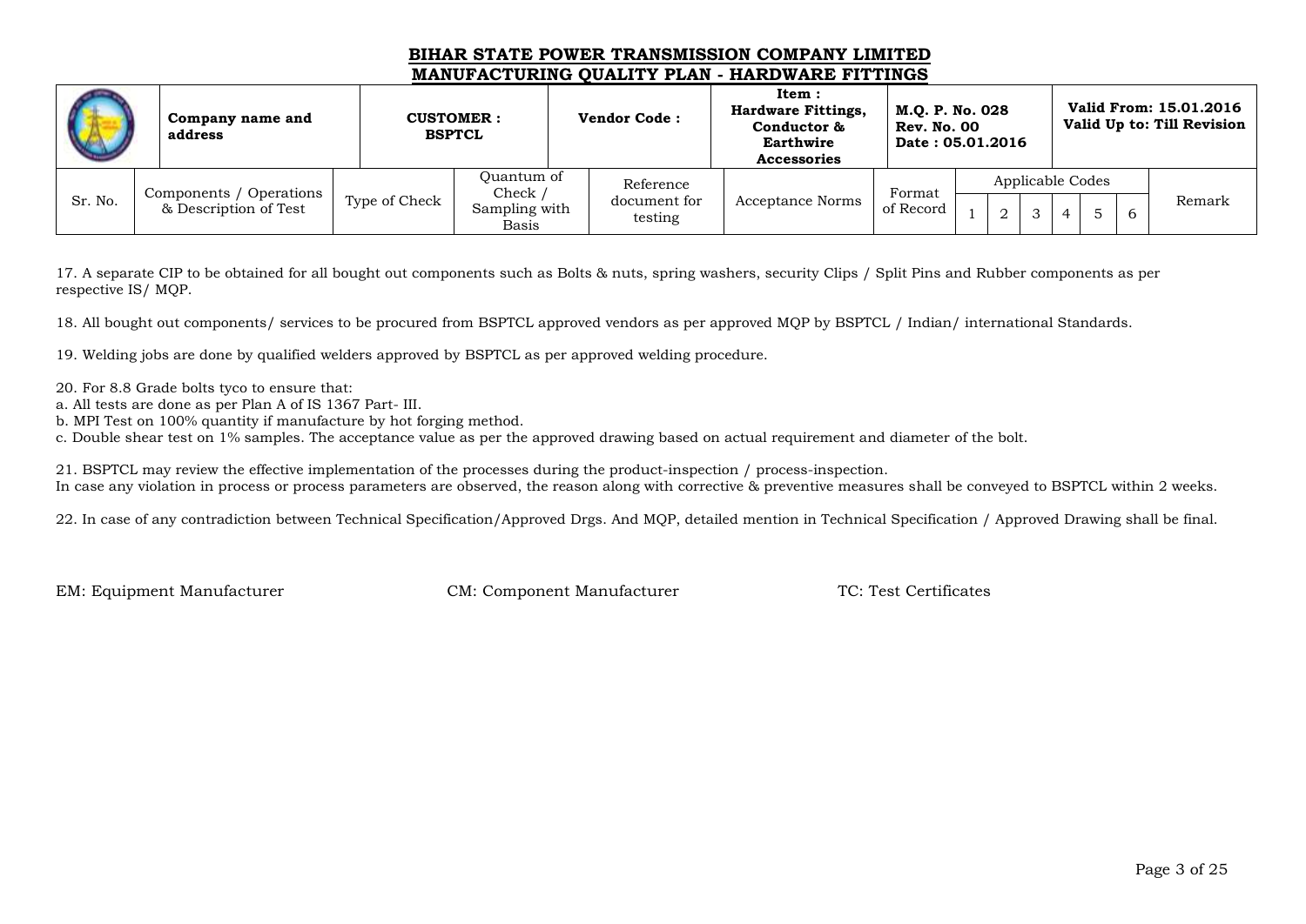**BIHAR STATE POWER TRANSMISSION COMPANY LIMITED**
**MANUFACTURING QUALITY PLAN - HARDWARE FITTINGS**

| | **Company name and address** | **CUSTOMER : BSPTCL** | | **Vendor Code :** | **Item : Hardware Fittings, Conductor & Earthwire Accessories** | **M.Q. P. No. 028 Rev. No. 00 Date : 05.01.2016** | | | | | | | **Valid From: 15.01.2016 Valid Up to: Till Revision** |
|---|---|---|---|---|---|---|---|---|---|---|---|---|---|
| Sr. No. | Components / Operations & Description of Test | Type of Check | Quantum of Check / Sampling with Basis | Reference document for testing | Acceptance Norms | Format of Record | Applicable Codes | | | | | | Remark |
| | | | | | | | 1 | 2 | 3 | 4 | 5 | 6 | |

17. A separate CIP to be obtained for all bought out components such as Bolts & nuts, spring washers, security Clips / Split Pins and Rubber components as per respective IS/ MQP.

18. All bought out components/ services to be procured from BSPTCL approved vendors as per approved MQP by BSPTCL / Indian/ international Standards.

19. Welding jobs are done by qualified welders approved by BSPTCL as per approved welding procedure.

20. For 8.8 Grade bolts tyco to ensure that:
a. All tests are done as per Plan A of IS 1367 Part- III.
b. MPI Test on 100% quantity if manufacture by hot forging method.
c. Double shear test on 1% samples. The acceptance value as per the approved drawing based on actual requirement and diameter of the bolt.

21. BSPTCL may review the effective implementation of the processes during the product-inspection / process-inspection.
In case any violation in process or process parameters are observed, the reason along with corrective & preventive measures shall be conveyed to BSPTCL within 2 weeks.

22. In case of any contradiction between Technical Specification/Approved Drgs. And MQP, detailed mention in Technical Specification / Approved Drawing shall be final.

EM: Equipment Manufacturer    CM: Component Manufacturer    TC: Test Certificates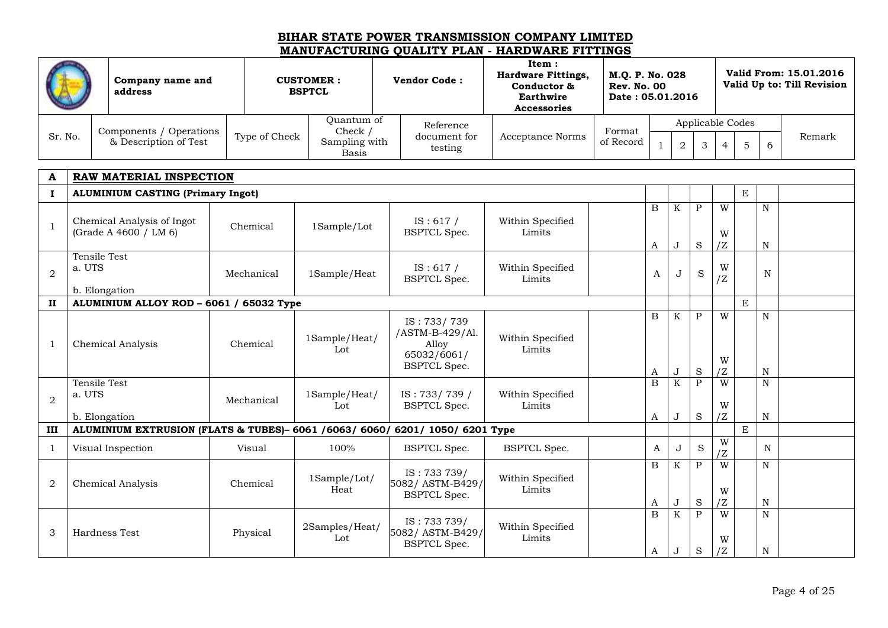## BIHAR STATE POWER TRANSMISSION COMPANY LIMITED
## MANUFACTURING QUALITY PLAN - HARDWARE FITTINGS

| | Company name and address | CUSTOMER : BSPTCL | Vendor Code : | Item : Hardware Fittings, Conductor & Earthwire Accessories | M.Q. P. No. 028 Rev. No. 00 Date : 05.01.2016 | Valid From: 15.01.2016 Valid Up to: Till Revision |
|---|---|---|---|---|---|---|

| Sr. No. | Components / Operations & Description of Test | Type of Check | Quantum of Check / Sampling with Basis | Reference document for testing | Acceptance Norms | Format of Record | Applicable Codes 1 | 2 | 3 | 4 | 5 | 6 | Remark |
|---|---|---|---|---|---|---|---|---|---|---|---|---|---|
| **A** | **RAW MATERIAL INSPECTION** | | | | | | | | | | | | |
| **I** | **ALUMINIUM CASTING (Primary Ingot)** | | | | | | | | | | E | | |
| 1 | Chemical Analysis of Ingot (Grade A 4600 / LM 6) | Chemical | 1Sample/Lot | IS : 617 / BSPTCL Spec. | Within Specified Limits | | B A | K J | P S | W W/Z | | N N | |
| 2 | Tensile Test a. UTS b. Elongation | Mechanical | 1Sample/Heat | IS : 617 / BSPTCL Spec. | Within Specified Limits | | A | J | S | W/Z | | N | |
| **II** | **ALUMINIUM ALLOY ROD – 6061 / 65032 Type** | | | | | | | | | | E | | |
| 1 | Chemical Analysis | Chemical | 1Sample/Heat/ Lot | IS : 733/ 739 /ASTM-B-429/Al. Alloy 65032/6061/ BSPTCL Spec. | Within Specified Limits | | B A | K J | P S | W W/Z | | N N | |
| 2 | Tensile Test a. UTS b. Elongation | Mechanical | 1Sample/Heat/ Lot | IS : 733/ 739 / BSPTCL Spec. | Within Specified Limits | | B A | K J | P S | W W/Z | | N N | |
| **III** | **ALUMINIUM EXTRUSION (FLATS & TUBES)– 6061 /6063/ 6060/ 6201/ 1050/ 6201 Type** | | | | | | | | | | E | | |
| 1 | Visual Inspection | Visual | 100% | BSPTCL Spec. | BSPTCL Spec. | | A | J | S | W/Z | | N | |
| 2 | Chemical Analysis | Chemical | 1Sample/Lot/ Heat | IS : 733 739/ 5082/ ASTM-B429/ BSPTCL Spec. | Within Specified Limits | | B A | K J | P S | W W/Z | | N N | |
| 3 | Hardness Test | Physical | 2Samples/Heat/ Lot | IS : 733 739/ 5082/ ASTM-B429/ BSPTCL Spec. | Within Specified Limits | | B A | K J | P S | W W/Z | | N N | |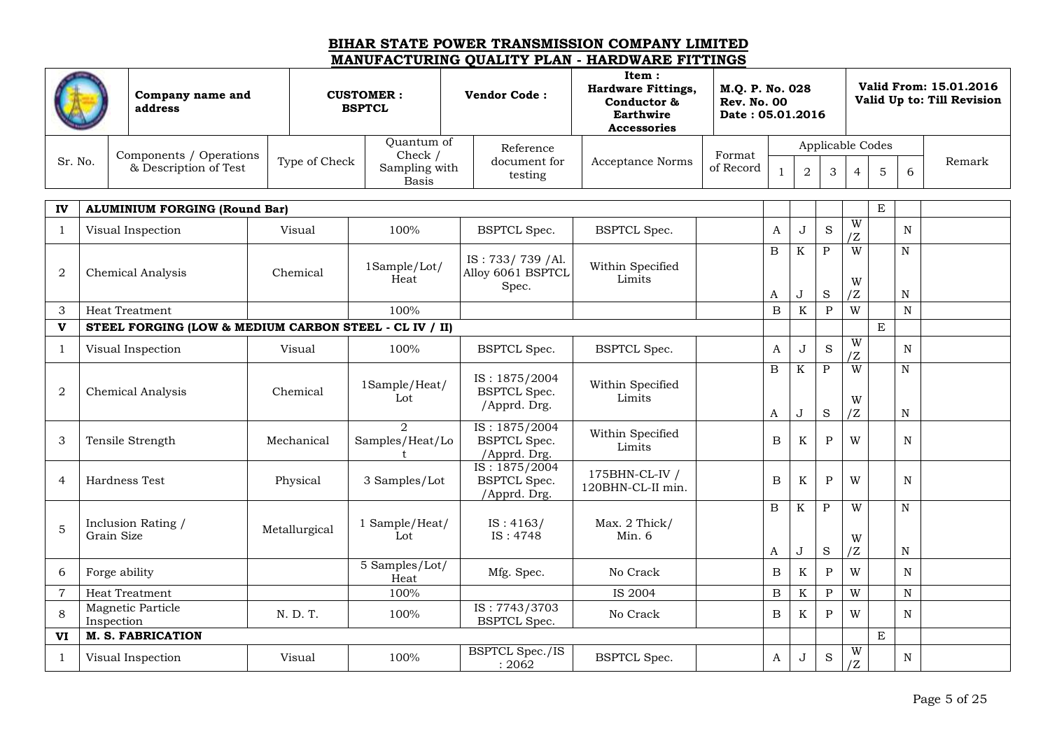# BIHAR STATE POWER TRANSMISSION COMPANY LIMITED
## MANUFACTURING QUALITY PLAN - HARDWARE FITTINGS

| | Company name and address | CUSTOMER : BSPTCL | Vendor Code : | Item : Hardware Fittings, Conductor & Earthwire Accessories | M.Q. P. No. 028 Rev. No. 00 Date : 05.01.2016 | Valid From: 15.01.2016 Valid Up to: Till Revision |
|---|---|---|---|---|---|---|

| Sr. No. | Components / Operations & Description of Test | Type of Check | Quantum of Check / Sampling with Basis | Reference document for testing | Acceptance Norms | Format of Record | Applicable Codes 1 | 2 | 3 | 4 | 5 | 6 | Remark |
|---|---|---|---|---|---|---|---|---|---|---|---|---|---|
| **IV** | **ALUMINIUM FORGING (Round Bar)** | | | | | | | | | | E | | |
| 1 | Visual Inspection | Visual | 100% | BSPTCL Spec. | BSPTCL Spec. | | A | J | S | W/Z | | N | |
| 2 | Chemical Analysis | Chemical | 1Sample/Lot/ Heat | IS : 733/ 739 /Al. Alloy 6061 BSPTCL Spec. | Within Specified Limits | | B<br>A | K<br>J | P<br>S | W<br>W/Z | | N<br>N | |
| 3 | Heat Treatment | | 100% | | | | B | K | P | W | | N | |
| **V** | **STEEL FORGING (LOW & MEDIUM CARBON STEEL - CL IV / II)** | | | | | | | | | | E | | |
| 1 | Visual Inspection | Visual | 100% | BSPTCL Spec. | BSPTCL Spec. | | A | J | S | W/Z | | N | |
| 2 | Chemical Analysis | Chemical | 1Sample/Heat/ Lot | IS : 1875/2004 BSPTCL Spec. /Apprd. Drg. | Within Specified Limits | | B<br>A | K<br>J | P<br>S | W<br>W/Z | | N<br>N | |
| 3 | Tensile Strength | Mechanical | 2 Samples/Heat/Lot | IS : 1875/2004 BSPTCL Spec. /Apprd. Drg. | Within Specified Limits | | B | K | P | W | | N | |
| 4 | Hardness Test | Physical | 3 Samples/Lot | IS : 1875/2004 BSPTCL Spec. /Apprd. Drg. | 175BHN-CL-IV / 120BHN-CL-II min. | | B | K | P | W | | N | |
| 5 | Inclusion Rating / Grain Size | Metallurgical | 1 Sample/Heat/ Lot | IS : 4163/ IS : 4748 | Max. 2 Thick/ Min. 6 | | B<br>A | K<br>J | P<br>S | W<br>W/Z | | N<br>N | |
| 6 | Forge ability | | 5 Samples/Lot/ Heat | Mfg. Spec. | No Crack | | B | K | P | W | | N | |
| 7 | Heat Treatment | | 100% | | IS 2004 | | B | K | P | W | | N | |
| 8 | Magnetic Particle Inspection | N. D. T. | 100% | IS : 7743/3703 BSPTCL Spec. | No Crack | | B | K | P | W | | N | |
| **VI** | **M. S. FABRICATION** | | | | | | | | | | E | | |
| 1 | Visual Inspection | Visual | 100% | BSPTCL Spec./IS : 2062 | BSPTCL Spec. | | A | J | S | W/Z | | N | |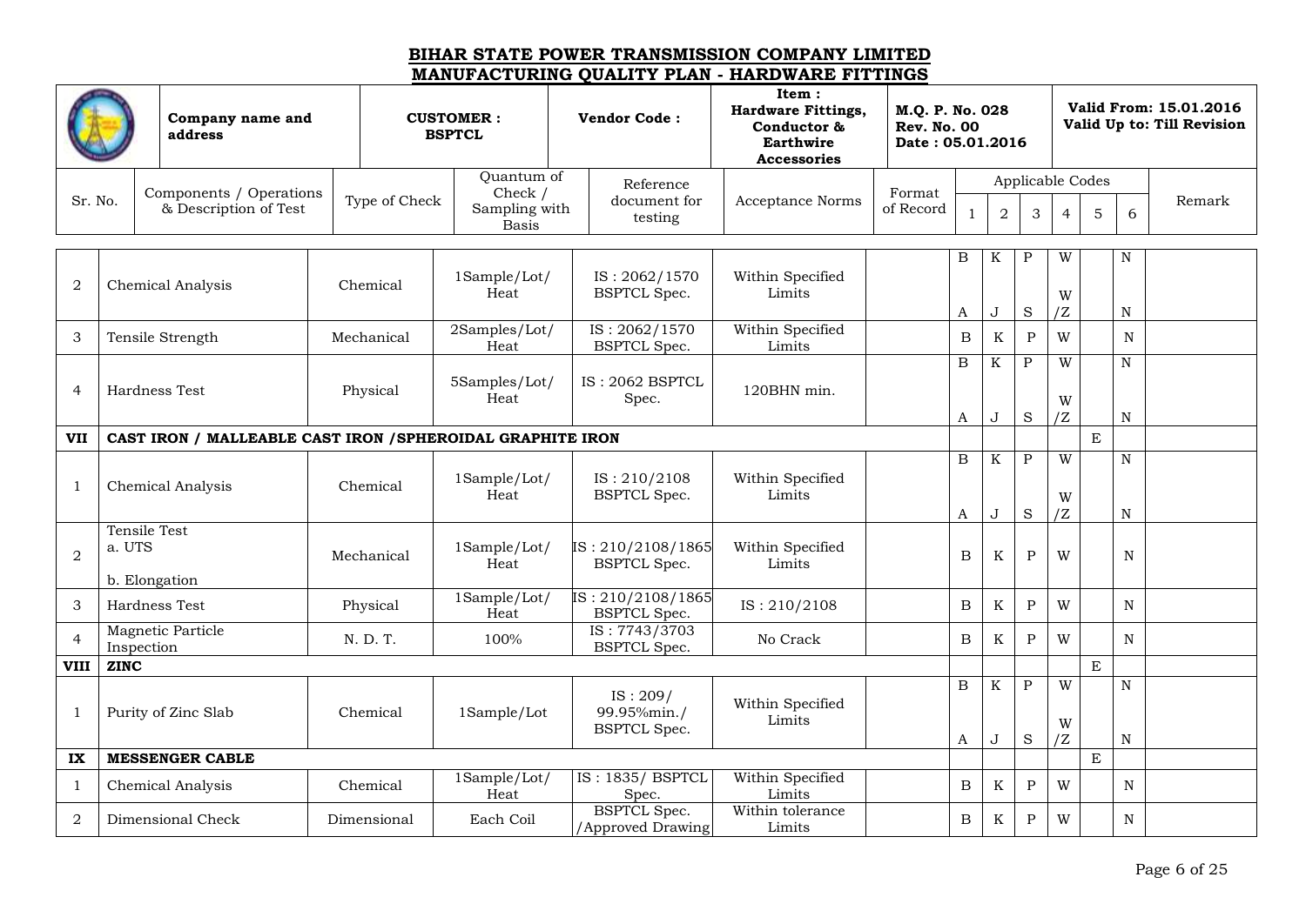# BIHAR STATE POWER TRANSMISSION COMPANY LIMITED

## MANUFACTURING QUALITY PLAN - HARDWARE FITTINGS

| | Company name and address | CUSTOMER : BSPTCL | Vendor Code : | Item : Hardware Fittings, Conductor & Earthwire Accessories | M.Q. P. No. 028 Rev. No. 00 Date : 05.01.2016 | Valid From: 15.01.2016 Valid Up to: Till Revision |
|---|---|---|---|---|---|---|

| Sr. No. | Components / Operations & Description of Test | Type of Check | Quantum of Check / Sampling with Basis | Reference document for testing | Acceptance Norms | Format of Record | Applicable Codes 1 | 2 | 3 | 4 | 5 | 6 | Remark |
|---|---|---|---|---|---|---|---|---|---|---|---|---|---|
| 2 | Chemical Analysis | Chemical | 1Sample/Lot/ Heat | IS : 2062/1570 BSPTCL Spec. | Within Specified Limits | | B A | K J | P S | W W/Z | | N N | |
| 3 | Tensile Strength | Mechanical | 2Samples/Lot/ Heat | IS : 2062/1570 BSPTCL Spec. | Within Specified Limits | | B | K | P | W | | N | |
| 4 | Hardness Test | Physical | 5Samples/Lot/ Heat | IS : 2062 BSPTCL Spec. | 120BHN min. | | B A | K J | P S | W W/Z | | N N | |
| VII | CAST IRON / MALLEABLE CAST IRON /SPHEROIDAL GRAPHITE IRON | | | | | | | | | | E | | |
| 1 | Chemical Analysis | Chemical | 1Sample/Lot/ Heat | IS : 210/2108 BSPTCL Spec. | Within Specified Limits | | B A | K J | P S | W W/Z | | N N | |
| 2 | Tensile Test a. UTS b. Elongation | Mechanical | 1Sample/Lot/ Heat | IS : 210/2108/1865 BSPTCL Spec. | Within Specified Limits | | B | K | P | W | | N | |
| 3 | Hardness Test | Physical | 1Sample/Lot/ Heat | IS : 210/2108/1865 BSPTCL Spec. | IS : 210/2108 | | B | K | P | W | | N | |
| 4 | Magnetic Particle Inspection | N. D. T. | 100% | IS : 7743/3703 BSPTCL Spec. | No Crack | | B | K | P | W | | N | |
| VIII | ZINC | | | | | | | | | | E | | |
| 1 | Purity of Zinc Slab | Chemical | 1Sample/Lot | IS : 209/ 99.95%min./ BSPTCL Spec. | Within Specified Limits | | B A | K J | P S | W W/Z | | N N | |
| IX | MESSENGER CABLE | | | | | | | | | | E | | |
| 1 | Chemical Analysis | Chemical | 1Sample/Lot/ Heat | IS : 1835/ BSPTCL Spec. | Within Specified Limits | | B | K | P | W | | N | |
| 2 | Dimensional Check | Dimensional | Each Coil | BSPTCL Spec. /Approved Drawing | Within tolerance Limits | | B | K | P | W | | N | |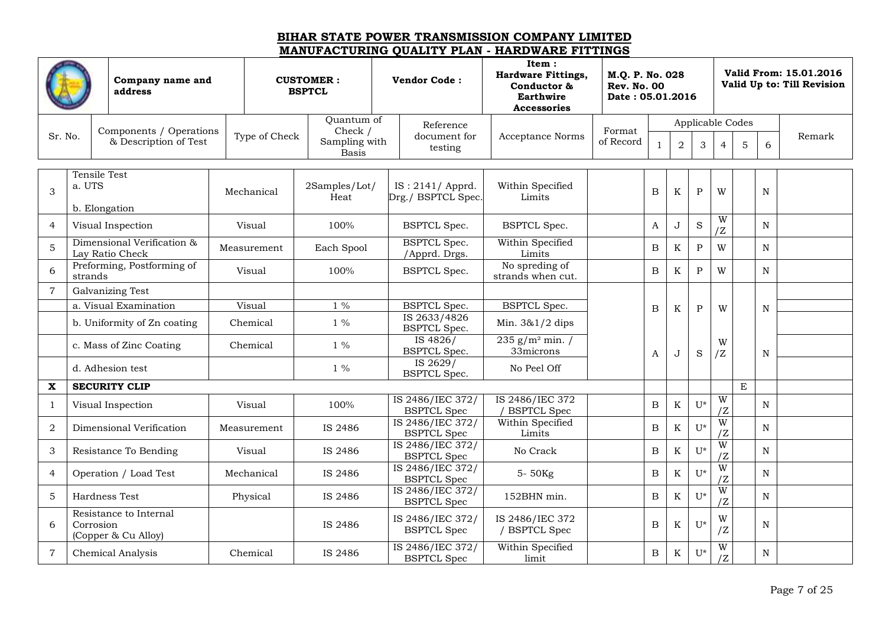# BIHAR STATE POWER TRANSMISSION COMPANY LIMITED

## MANUFACTURING QUALITY PLAN - HARDWARE FITTINGS

| | Company name and address | CUSTOMER : BSPTCL | Vendor Code : | Item : Hardware Fittings, Conductor & Earthwire Accessories | M.Q. P. No. 028 Rev. No. 00 Date : 05.01.2016 | Valid From: 15.01.2016 Valid Up to: Till Revision |
|---|---|---|---|---|---|---|

| Sr. No. | Components / Operations & Description of Test | Type of Check | Quantum of Check / Sampling with Basis | Reference document for testing | Acceptance Norms | Format of Record | Applicable Codes | | | | | | Remark |
|---|---|---|---|---|---|---|---|---|---|---|---|---|---|
| | | | | | | | 1 | 2 | 3 | 4 | 5 | 6 | |
| 3 | Tensile Test a. UTS b. Elongation | Mechanical | 2Samples/Lot/ Heat | IS : 2141/ Apprd. Drg./ BSPTCL Spec. | Within Specified Limits | | B | K | P | W | | N | |
| 4 | Visual Inspection | Visual | 100% | BSPTCL Spec. | BSPTCL Spec. | | A | J | S | W /Z | | N | |
| 5 | Dimensional Verification & Lay Ratio Check | Measurement | Each Spool | BSPTCL Spec. /Apprd. Drgs. | Within Specified Limits | | B | K | P | W | | N | |
| 6 | Preforming, Postforming of strands | Visual | 100% | BSPTCL Spec. | No spreding of strands when cut. | | B | K | P | W | | N | |
| 7 | Galvanizing Test | | | | | | | | | | | | |
| | a. Visual Examination | Visual | 1 % | BSPTCL Spec. | BSPTCL Spec. | | B | K | P | W | | N | |
| | b. Uniformity of Zn coating | Chemical | 1 % | IS 2633/4826 BSPTCL Spec. | Min. 3&1/2 dips | | | | | | | | |
| | c. Mass of Zinc Coating | Chemical | 1 % | IS 4826/ BSPTCL Spec. | 235 g/m² min. / 33microns | | A | J | S | W /Z | | N | |
| | d. Adhesion test | | 1 % | IS 2629/ BSPTCL Spec. | No Peel Off | | | | | | | | |
| **X** | **SECURITY CLIP** | | | | | | | | | | E | | |
| 1 | Visual Inspection | Visual | 100% | IS 2486/IEC 372/ BSPTCL Spec | IS 2486/IEC 372 / BSPTCL Spec | | B | K | U* | W /Z | | N | |
| 2 | Dimensional Verification | Measurement | IS 2486 | IS 2486/IEC 372/ BSPTCL Spec | Within Specified Limits | | B | K | U* | W /Z | | N | |
| 3 | Resistance To Bending | Visual | IS 2486 | IS 2486/IEC 372/ BSPTCL Spec | No Crack | | B | K | U* | W /Z | | N | |
| 4 | Operation / Load Test | Mechanical | IS 2486 | IS 2486/IEC 372/ BSPTCL Spec | 5- 50Kg | | B | K | U* | W /Z | | N | |
| 5 | Hardness Test | Physical | IS 2486 | IS 2486/IEC 372/ BSPTCL Spec | 152BHN min. | | B | K | U* | W /Z | | N | |
| 6 | Resistance to Internal Corrosion (Copper & Cu Alloy) | | IS 2486 | IS 2486/IEC 372/ BSPTCL Spec | IS 2486/IEC 372 / BSPTCL Spec | | B | K | U* | W /Z | | N | |
| 7 | Chemical Analysis | Chemical | IS 2486 | IS 2486/IEC 372/ BSPTCL Spec | Within Specified limit | | B | K | U* | W /Z | | N | |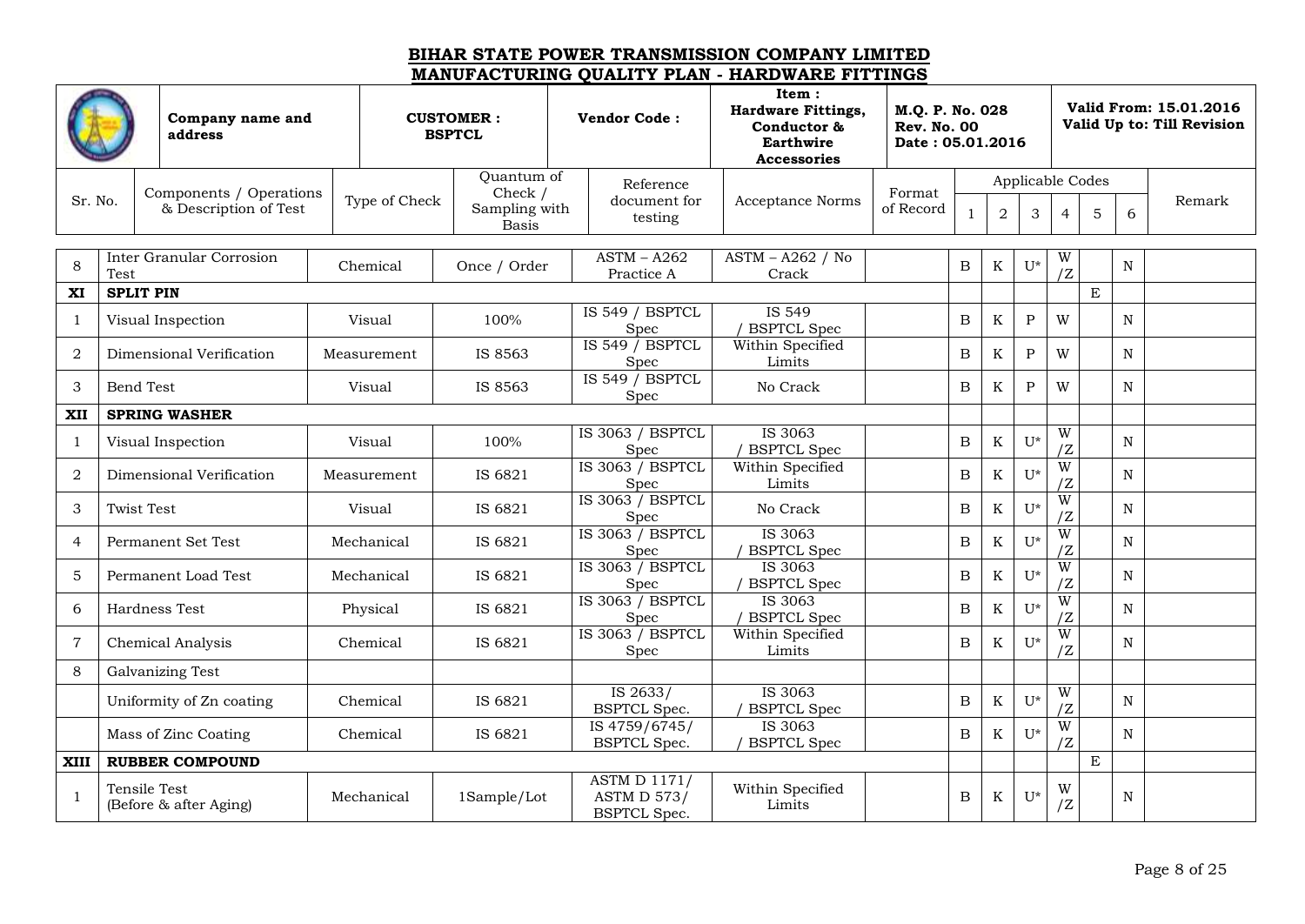# BIHAR STATE POWER TRANSMISSION COMPANY LIMITED

## MANUFACTURING QUALITY PLAN - HARDWARE FITTINGS

| | Company name and address | CUSTOMER : BSPTCL | Vendor Code : | Item : Hardware Fittings, Conductor & Earthwire Accessories | M.Q. P. No. 028 Rev. No. 00 Date : 05.01.2016 | Valid From: 15.01.2016 Valid Up to: Till Revision |
|---|---|---|---|---|---|---|

| Sr. No. | Components / Operations & Description of Test | Type of Check | Quantum of Check / Sampling with Basis | Reference document for testing | Acceptance Norms | Format of Record | Applicable Codes | | | | | | Remark |
|---|---|---|---|---|---|---|---|---|---|---|---|---|---|
| | | | | | | | 1 | 2 | 3 | 4 | 5 | 6 | |
| 8 | Inter Granular Corrosion Test | Chemical | Once / Order | ASTM – A262 Practice A | ASTM – A262 / No Crack | | B | K | U* | W /Z | | N | |
| XI | **SPLIT PIN** | | | | | | | | | | E | | |
| 1 | Visual Inspection | Visual | 100% | IS 549 / BSPTCL Spec | IS 549 / BSPTCL Spec | | B | K | P | W | | N | |
| 2 | Dimensional Verification | Measurement | IS 8563 | IS 549 / BSPTCL Spec | Within Specified Limits | | B | K | P | W | | N | |
| 3 | Bend Test | Visual | IS 8563 | IS 549 / BSPTCL Spec | No Crack | | B | K | P | W | | N | |
| XII | **SPRING WASHER** | | | | | | | | | | | | |
| 1 | Visual Inspection | Visual | 100% | IS 3063 / BSPTCL Spec | IS 3063 / BSPTCL Spec | | B | K | U* | W /Z | | N | |
| 2 | Dimensional Verification | Measurement | IS 6821 | IS 3063 / BSPTCL Spec | Within Specified Limits | | B | K | U* | W /Z | | N | |
| 3 | Twist Test | Visual | IS 6821 | IS 3063 / BSPTCL Spec | No Crack | | B | K | U* | W /Z | | N | |
| 4 | Permanent Set Test | Mechanical | IS 6821 | IS 3063 / BSPTCL Spec | IS 3063 / BSPTCL Spec | | B | K | U* | W /Z | | N | |
| 5 | Permanent Load Test | Mechanical | IS 6821 | IS 3063 / BSPTCL Spec | IS 3063 / BSPTCL Spec | | B | K | U* | W /Z | | N | |
| 6 | Hardness Test | Physical | IS 6821 | IS 3063 / BSPTCL Spec | IS 3063 / BSPTCL Spec | | B | K | U* | W /Z | | N | |
| 7 | Chemical Analysis | Chemical | IS 6821 | IS 3063 / BSPTCL Spec | Within Specified Limits | | B | K | U* | W /Z | | N | |
| 8 | Galvanizing Test | | | | | | | | | | | | |
| | Uniformity of Zn coating | Chemical | IS 6821 | IS 2633/ BSPTCL Spec. | IS 3063 / BSPTCL Spec | | B | K | U* | W /Z | | N | |
| | Mass of Zinc Coating | Chemical | IS 6821 | IS 4759/6745/ BSPTCL Spec. | IS 3063 / BSPTCL Spec | | B | K | U* | W /Z | | N | |
| XIII | **RUBBER COMPOUND** | | | | | | | | | | E | | |
| 1 | Tensile Test (Before & after Aging) | Mechanical | 1Sample/Lot | ASTM D 1171/ ASTM D 573/ BSPTCL Spec. | Within Specified Limits | | B | K | U* | W /Z | | N | |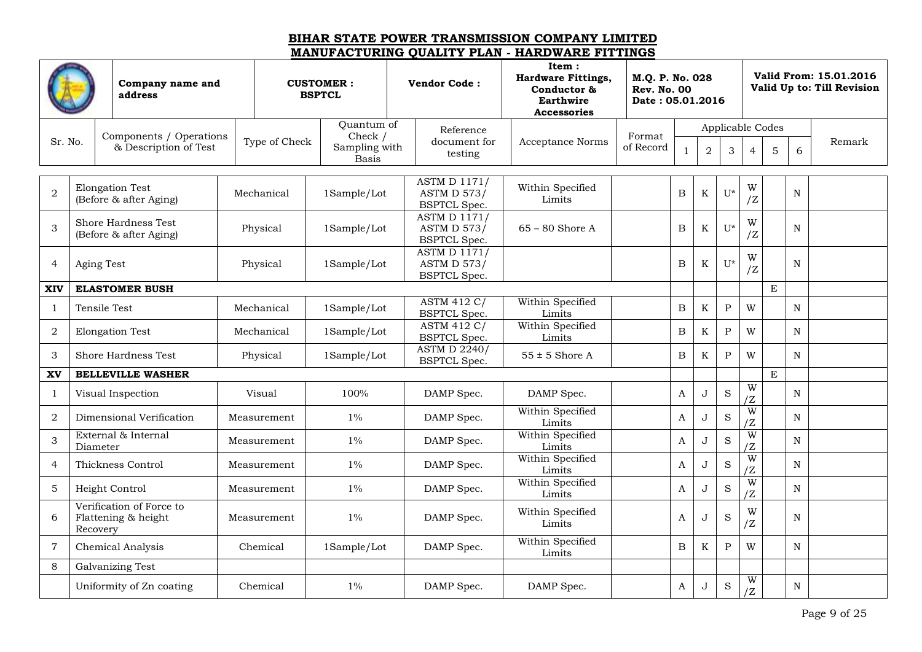# BIHAR STATE POWER TRANSMISSION COMPANY LIMITED

## MANUFACTURING QUALITY PLAN - HARDWARE FITTINGS

| | Company name and address | CUSTOMER : BSPTCL | Vendor Code : | Item : Hardware Fittings, Conductor & Earthwire Accessories | M.Q. P. No. 028 Rev. No. 00 Date : 05.01.2016 | Valid From: 15.01.2016 Valid Up to: Till Revision |
|---|---|---|---|---|---|---|

| Sr. No. | Components / Operations & Description of Test | Type of Check | Quantum of Check / Sampling with Basis | Reference document for testing | Acceptance Norms | Format of Record | Applicable Codes | | | | | | Remark |
|---|---|---|---|---|---|---|---|---|---|---|---|---|---|
| | | | | | | | 1 | 2 | 3 | 4 | 5 | 6 | |
| 2 | Elongation Test (Before & after Aging) | Mechanical | 1Sample/Lot | ASTM D 1171/ ASTM D 573/ BSPTCL Spec. | Within Specified Limits | | B | K | U* | W /Z | | N | |
| 3 | Shore Hardness Test (Before & after Aging) | Physical | 1Sample/Lot | ASTM D 1171/ ASTM D 573/ BSPTCL Spec. | 65 – 80 Shore A | | B | K | U* | W /Z | | N | |
| 4 | Aging Test | Physical | 1Sample/Lot | ASTM D 1171/ ASTM D 573/ BSPTCL Spec. | | | B | K | U* | W /Z | | N | |
| **XIV** | **ELASTOMER BUSH** | | | | | | | | | | E | | |
| 1 | Tensile Test | Mechanical | 1Sample/Lot | ASTM 412 C/ BSPTCL Spec. | Within Specified Limits | | B | K | P | W | | N | |
| 2 | Elongation Test | Mechanical | 1Sample/Lot | ASTM 412 C/ BSPTCL Spec. | Within Specified Limits | | B | K | P | W | | N | |
| 3 | Shore Hardness Test | Physical | 1Sample/Lot | ASTM D 2240/ BSPTCL Spec. | 55 ± 5 Shore A | | B | K | P | W | | N | |
| **XV** | **BELLEVILLE WASHER** | | | | | | | | | | E | | |
| 1 | Visual Inspection | Visual | 100% | DAMP Spec. | DAMP Spec. | | A | J | S | W /Z | | N | |
| 2 | Dimensional Verification | Measurement | 1% | DAMP Spec. | Within Specified Limits | | A | J | S | W /Z | | N | |
| 3 | External & Internal Diameter | Measurement | 1% | DAMP Spec. | Within Specified Limits | | A | J | S | W /Z | | N | |
| 4 | Thickness Control | Measurement | 1% | DAMP Spec. | Within Specified Limits | | A | J | S | W /Z | | N | |
| 5 | Height Control | Measurement | 1% | DAMP Spec. | Within Specified Limits | | A | J | S | W /Z | | N | |
| 6 | Verification of Force to Flattening & height Recovery | Measurement | 1% | DAMP Spec. | Within Specified Limits | | A | J | S | W /Z | | N | |
| 7 | Chemical Analysis | Chemical | 1Sample/Lot | DAMP Spec. | Within Specified Limits | | B | K | P | W | | N | |
| 8 | Galvanizing Test | | | | | | | | | | | | |
| | Uniformity of Zn coating | Chemical | 1% | DAMP Spec. | DAMP Spec. | | A | J | S | W /Z | | N | |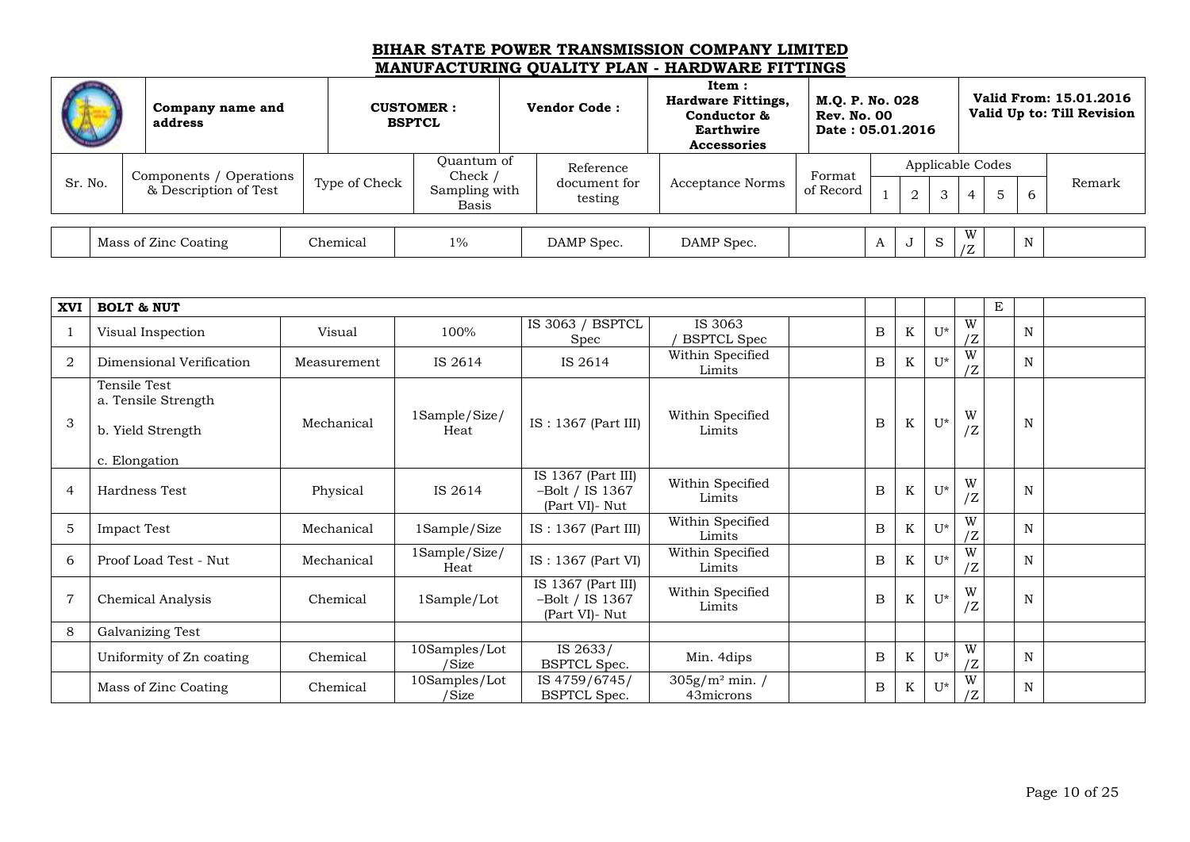# BIHAR STATE POWER TRANSMISSION COMPANY LIMITED

## MANUFACTURING QUALITY PLAN - HARDWARE FITTINGS

| | Company name and address | CUSTOMER : BSPTCL | Vendor Code : | Item : Hardware Fittings, Conductor & Earthwire Accessories | M.Q. P. No. 028 Rev. No. 00 Date : 05.01.2016 | Valid From: 15.01.2016 Valid Up to: Till Revision |
|---|---|---|---|---|---|---|

| Sr. No. | Components / Operations & Description of Test | Type of Check | Quantum of Check / Sampling with Basis | Reference document for testing | Acceptance Norms | Format of Record | Applicable Codes | | | | | | Remark |
|---|---|---|---|---|---|---|---|---|---|---|---|---|---|
| | | | | | | | 1 | 2 | 3 | 4 | 5 | 6 | |
| | Mass of Zinc Coating | Chemical | 1% | DAMP Spec. | DAMP Spec. | | A | J | S | W/Z | | N | |
| **XVI** | **BOLT & NUT** | | | | | | | | | | E | | |
| 1 | Visual Inspection | Visual | 100% | IS 3063 / BSPTCL Spec | IS 3063 / BSPTCL Spec | | B | K | U* | W/Z | | N | |
| 2 | Dimensional Verification | Measurement | IS 2614 | IS 2614 | Within Specified Limits | | B | K | U* | W/Z | | N | |
| 3 | Tensile Test<br>a. Tensile Strength<br>b. Yield Strength<br>c. Elongation | Mechanical | 1Sample/Size/ Heat | IS : 1367 (Part III) | Within Specified Limits | | B | K | U* | W/Z | | N | |
| 4 | Hardness Test | Physical | IS 2614 | IS 1367 (Part III) –Bolt / IS 1367 (Part VI)- Nut | Within Specified Limits | | B | K | U* | W/Z | | N | |
| 5 | Impact Test | Mechanical | 1Sample/Size | IS : 1367 (Part III) | Within Specified Limits | | B | K | U* | W/Z | | N | |
| 6 | Proof Load Test - Nut | Mechanical | 1Sample/Size/ Heat | IS : 1367 (Part VI) | Within Specified Limits | | B | K | U* | W/Z | | N | |
| 7 | Chemical Analysis | Chemical | 1Sample/Lot | IS 1367 (Part III) –Bolt / IS 1367 (Part VI)- Nut | Within Specified Limits | | B | K | U* | W/Z | | N | |
| 8 | Galvanizing Test | | | | | | | | | | | | |
| | Uniformity of Zn coating | Chemical | 10Samples/Lot /Size | IS 2633/ BSPTCL Spec. | Min. 4dips | | B | K | U* | W/Z | | N | |
| | Mass of Zinc Coating | Chemical | 10Samples/Lot /Size | IS 4759/6745/ BSPTCL Spec. | 305g/m² min. / 43microns | | B | K | U* | W/Z | | N | |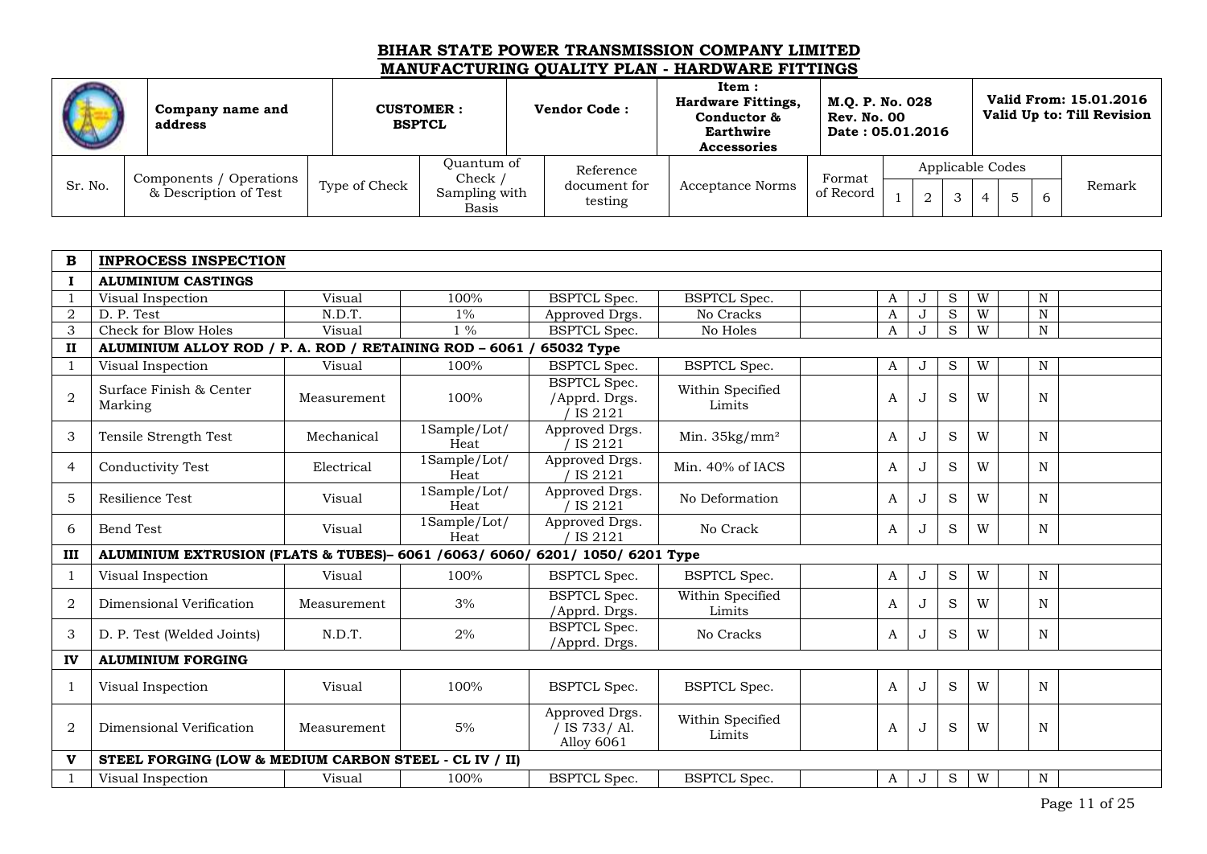## BIHAR STATE POWER TRANSMISSION COMPANY LIMITED
## MANUFACTURING QUALITY PLAN - HARDWARE FITTINGS

| | Company name and address | CUSTOMER : BSPTCL | Vendor Code : | Item : Hardware Fittings, Conductor & Earthwire Accessories | M.Q. P. No. 028 Rev. No. 00 Date : 05.01.2016 | Valid From: 15.01.2016 Valid Up to: Till Revision |
|---|---|---|---|---|---|---|

| Sr. No. | Components / Operations & Description of Test | Type of Check | Quantum of Check / Sampling with Basis | Reference document for testing | Acceptance Norms | Format of Record | Applicable Codes | | | | | | Remark |
|---|---|---|---|---|---|---|---|---|---|---|---|---|---|
| | | | | | | | 1 | 2 | 3 | 4 | 5 | 6 | |
| **B** | **INPROCESS INSPECTION** | | | | | | | | | | | | |
| **I** | **ALUMINIUM CASTINGS** | | | | | | | | | | | | |
| 1 | Visual Inspection | Visual | 100% | BSPTCL Spec. | BSPTCL Spec. | | A | J | S | W | | N | |
| 2 | D. P. Test | N.D.T. | 1% | Approved Drgs. | No Cracks | | A | J | S | W | | N | |
| 3 | Check for Blow Holes | Visual | 1 % | BSPTCL Spec. | No Holes | | A | J | S | W | | N | |
| **II** | **ALUMINIUM ALLOY ROD / P. A. ROD / RETAINING ROD – 6061 / 65032 Type** | | | | | | | | | | | | |
| 1 | Visual Inspection | Visual | 100% | BSPTCL Spec. | BSPTCL Spec. | | A | J | S | W | | N | |
| 2 | Surface Finish & Center Marking | Measurement | 100% | BSPTCL Spec. /Apprd. Drgs. / IS 2121 | Within Specified Limits | | A | J | S | W | | N | |
| 3 | Tensile Strength Test | Mechanical | 1Sample/Lot/ Heat | Approved Drgs. / IS 2121 | Min. $35kg/mm^2$ | | A | J | S | W | | N | |
| 4 | Conductivity Test | Electrical | 1Sample/Lot/ Heat | Approved Drgs. / IS 2121 | Min. 40% of IACS | | A | J | S | W | | N | |
| 5 | Resilience Test | Visual | 1Sample/Lot/ Heat | Approved Drgs. / IS 2121 | No Deformation | | A | J | S | W | | N | |
| 6 | Bend Test | Visual | 1Sample/Lot/ Heat | Approved Drgs. / IS 2121 | No Crack | | A | J | S | W | | N | |
| **III** | **ALUMINIUM EXTRUSION (FLATS & TUBES)– 6061 /6063/ 6060/ 6201/ 1050/ 6201 Type** | | | | | | | | | | | | |
| 1 | Visual Inspection | Visual | 100% | BSPTCL Spec. | BSPTCL Spec. | | A | J | S | W | | N | |
| 2 | Dimensional Verification | Measurement | 3% | BSPTCL Spec. /Apprd. Drgs. | Within Specified Limits | | A | J | S | W | | N | |
| 3 | D. P. Test (Welded Joints) | N.D.T. | 2% | BSPTCL Spec. /Apprd. Drgs. | No Cracks | | A | J | S | W | | N | |
| **IV** | **ALUMINIUM FORGING** | | | | | | | | | | | | |
| 1 | Visual Inspection | Visual | 100% | BSPTCL Spec. | BSPTCL Spec. | | A | J | S | W | | N | |
| 2 | Dimensional Verification | Measurement | 5% | Approved Drgs. / IS 733/ Al. Alloy 6061 | Within Specified Limits | | A | J | S | W | | N | |
| **V** | **STEEL FORGING (LOW & MEDIUM CARBON STEEL - CL IV / II)** | | | | | | | | | | | | |
| 1 | Visual Inspection | Visual | 100% | BSPTCL Spec. | BSPTCL Spec. | | A | J | S | W | | N | |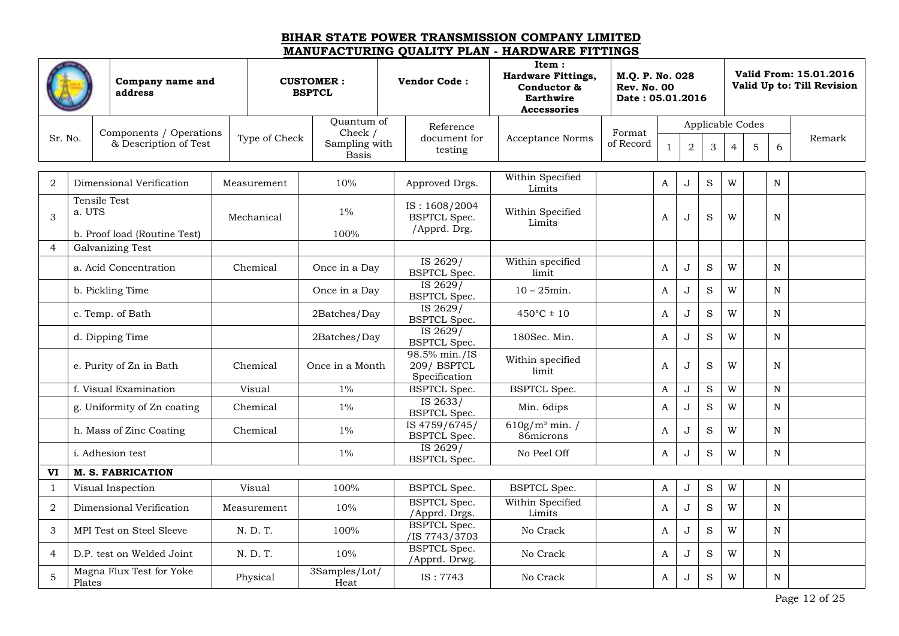# BIHAR STATE POWER TRANSMISSION COMPANY LIMITED

## MANUFACTURING QUALITY PLAN - HARDWARE FITTINGS

| | Company name and address | CUSTOMER : BSPTCL | Vendor Code : | Item : Hardware Fittings, Conductor & Earthwire Accessories | M.Q. P. No. 028 Rev. No. 00 Date : 05.01.2016 | Valid From: 15.01.2016 Valid Up to: Till Revision |
|---|---|---|---|---|---|---|

| Sr. No. | Components / Operations & Description of Test | Type of Check | Quantum of Check / Sampling with Basis | Reference document for testing | Acceptance Norms | Format of Record | Applicable Codes | | | | | | Remark |
|---|---|---|---|---|---|---|---|---|---|---|---|---|---|
| | | | | | | | 1 | 2 | 3 | 4 | 5 | 6 | |
| 2 | Dimensional Verification | Measurement | 10% | Approved Drgs. | Within Specified Limits | | A | J | S | W | | N | |
| 3 | Tensile Test<br>a. UTS<br>b. Proof load (Routine Test) | Mechanical | 1%<br>100% | IS : 1608/2004 BSPTCL Spec. /Apprd. Drg. | Within Specified Limits | | A | J | S | W | | N | |
| 4 | Galvanizing Test | | | | | | | | | | | | |
| | a. Acid Concentration | Chemical | Once in a Day | IS 2629/ BSPTCL Spec. | Within specified limit | | A | J | S | W | | N | |
| | b. Pickling Time | | Once in a Day | IS 2629/ BSPTCL Spec. | 10 – 25min. | | A | J | S | W | | N | |
| | c. Temp. of Bath | | 2Batches/Day | IS 2629/ BSPTCL Spec. | 450°C ± 10 | | A | J | S | W | | N | |
| | d. Dipping Time | | 2Batches/Day | IS 2629/ BSPTCL Spec. | 180Sec. Min. | | A | J | S | W | | N | |
| | e. Purity of Zn in Bath | Chemical | Once in a Month | 98.5% min./IS 209/ BSPTCL Specification | Within specified limit | | A | J | S | W | | N | |
| | f. Visual Examination | Visual | 1% | BSPTCL Spec. | BSPTCL Spec. | | A | J | S | W | | N | |
| | g. Uniformity of Zn coating | Chemical | 1% | IS 2633/ BSPTCL Spec. | Min. 6dips | | A | J | S | W | | N | |
| | h. Mass of Zinc Coating | Chemical | 1% | IS 4759/6745/ BSPTCL Spec. | 610g/m² min. / 86microns | | A | J | S | W | | N | |
| | i. Adhesion test | | 1% | IS 2629/ BSPTCL Spec. | No Peel Off | | A | J | S | W | | N | |
| **VI** | **M. S. FABRICATION** | | | | | | | | | | | | |
| 1 | Visual Inspection | Visual | 100% | BSPTCL Spec. | BSPTCL Spec. | | A | J | S | W | | N | |
| 2 | Dimensional Verification | Measurement | 10% | BSPTCL Spec. /Apprd. Drgs. | Within Specified Limits | | A | J | S | W | | N | |
| 3 | MPI Test on Steel Sleeve | N. D. T. | 100% | BSPTCL Spec. /IS 7743/3703 | No Crack | | A | J | S | W | | N | |
| 4 | D.P. test on Welded Joint | N. D. T. | 10% | BSPTCL Spec. /Apprd. Drwg. | No Crack | | A | J | S | W | | N | |
| 5 | Magna Flux Test for Yoke Plates | Physical | 3Samples/Lot/ Heat | IS : 7743 | No Crack | | A | J | S | W | | N | |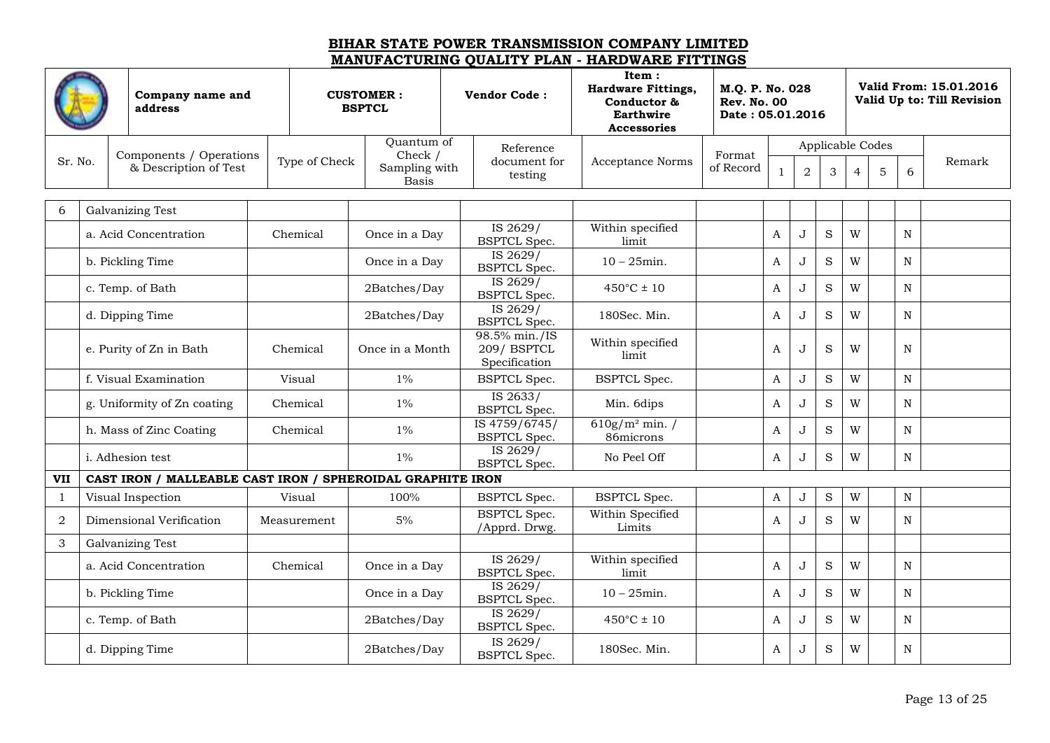# BIHAR STATE POWER TRANSMISSION COMPANY LIMITED

## MANUFACTURING QUALITY PLAN - HARDWARE FITTINGS

| | Company name and address | CUSTOMER : BSPTCL | Vendor Code : | Item : Hardware Fittings, Conductor & Earthwire Accessories | M.Q. P. No. 028 Rev. No. 00 Date : 05.01.2016 | Valid From: 15.01.2016 Valid Up to: Till Revision |
|---|---|---|---|---|---|---|

| Sr. No. | Components / Operations & Description of Test | Type of Check | Quantum of Check / Sampling with Basis | Reference document for testing | Acceptance Norms | Format of Record | Applicable Codes | | | | | | Remark |
|---|---|---|---|---|---|---|---|---|---|---|---|---|---|
| | | | | | | | 1 | 2 | 3 | 4 | 5 | 6 | |
| 6 | Galvanizing Test | | | | | | | | | | | | |
| | a. Acid Concentration | Chemical | Once in a Day | IS 2629/ BSPTCL Spec. | Within specified limit | | A | J | S | W | | N | |
| | b. Pickling Time | | Once in a Day | IS 2629/ BSPTCL Spec. | 10 – 25min. | | A | J | S | W | | N | |
| | c. Temp. of Bath | | 2Batches/Day | IS 2629/ BSPTCL Spec. | 450°C ± 10 | | A | J | S | W | | N | |
| | d. Dipping Time | | 2Batches/Day | IS 2629/ BSPTCL Spec. | 180Sec. Min. | | A | J | S | W | | N | |
| | e. Purity of Zn in Bath | Chemical | Once in a Month | 98.5% min./IS 209/ BSPTCL Specification | Within specified limit | | A | J | S | W | | N | |
| | f. Visual Examination | Visual | 1% | BSPTCL Spec. | BSPTCL Spec. | | A | J | S | W | | N | |
| | g. Uniformity of Zn coating | Chemical | 1% | IS 2633/ BSPTCL Spec. | Min. 6dips | | A | J | S | W | | N | |
| | h. Mass of Zinc Coating | Chemical | 1% | IS 4759/6745/ BSPTCL Spec. | 610g/m² min. / 86microns | | A | J | S | W | | N | |
| | i. Adhesion test | | 1% | IS 2629/ BSPTCL Spec. | No Peel Off | | A | J | S | W | | N | |
| **VII** | **CAST IRON / MALLEABLE CAST IRON / SPHEROIDAL GRAPHITE IRON** | | | | | | | | | | | | |
| 1 | Visual Inspection | Visual | 100% | BSPTCL Spec. | BSPTCL Spec. | | A | J | S | W | | N | |
| 2 | Dimensional Verification | Measurement | 5% | BSPTCL Spec. /Apprd. Drwg. | Within Specified Limits | | A | J | S | W | | N | |
| 3 | Galvanizing Test | | | | | | | | | | | | |
| | a. Acid Concentration | Chemical | Once in a Day | IS 2629/ BSPTCL Spec. | Within specified limit | | A | J | S | W | | N | |
| | b. Pickling Time | | Once in a Day | IS 2629/ BSPTCL Spec. | 10 – 25min. | | A | J | S | W | | N | |
| | c. Temp. of Bath | | 2Batches/Day | IS 2629/ BSPTCL Spec. | 450°C ± 10 | | A | J | S | W | | N | |
| | d. Dipping Time | | 2Batches/Day | IS 2629/ BSPTCL Spec. | 180Sec. Min. | | A | J | S | W | | N | |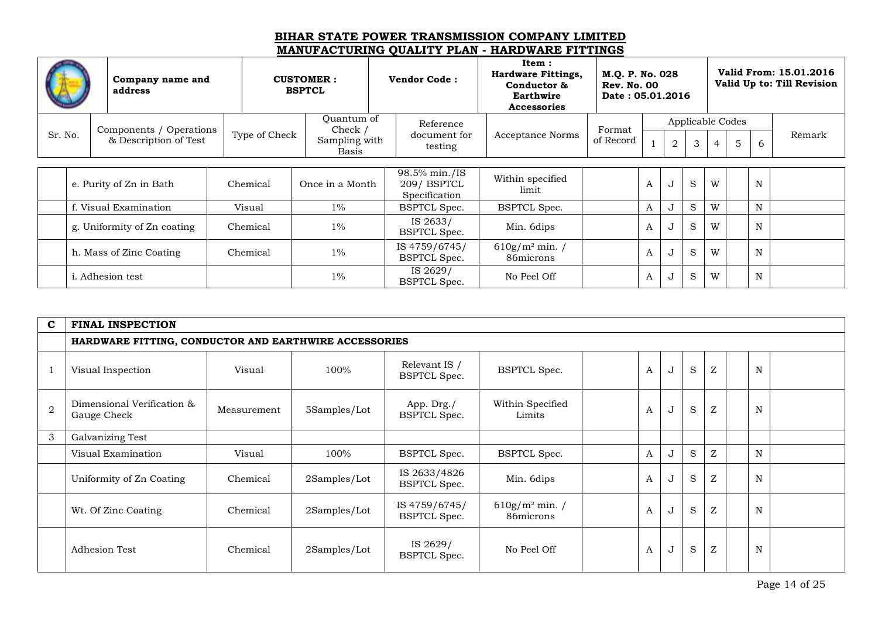# BIHAR STATE POWER TRANSMISSION COMPANY LIMITED

## MANUFACTURING QUALITY PLAN - HARDWARE FITTINGS

| | Company name and address | CUSTOMER : BSPTCL | Vendor Code : | Item : Hardware Fittings, Conductor & Earthwire Accessories | M.Q. P. No. 028 Rev. No. 00 Date : 05.01.2016 | Valid From: 15.01.2016 Valid Up to: Till Revision |
|---|---|---|---|---|---|---|

| Sr. No. | Components / Operations & Description of Test | Type of Check | Quantum of Check / Sampling with Basis | Reference document for testing | Acceptance Norms | Format of Record | Applicable Codes | | | | | | Remark |
|---|---|---|---|---|---|---|---|---|---|---|---|---|---|
| | | | | | | | 1 | 2 | 3 | 4 | 5 | 6 | |
| | e. Purity of Zn in Bath | Chemical | Once in a Month | 98.5% min./IS 209/ BSPTCL Specification | Within specified limit | | A | J | S | W | | N | |
| | f. Visual Examination | Visual | 1% | BSPTCL Spec. | BSPTCL Spec. | | A | J | S | W | | N | |
| | g. Uniformity of Zn coating | Chemical | 1% | IS 2633/ BSPTCL Spec. | Min. 6dips | | A | J | S | W | | N | |
| | h. Mass of Zinc Coating | Chemical | 1% | IS 4759/6745/ BSPTCL Spec. | $610g/m^2$ min. / 86microns | | A | J | S | W | | N | |
| | i. Adhesion test | | 1% | IS 2629/ BSPTCL Spec. | No Peel Off | | A | J | S | W | | N | |
| **C** | **FINAL INSPECTION** | | | | | | | | | | | | |
| | **HARDWARE FITTING, CONDUCTOR AND EARTHWIRE ACCESSORIES** | | | | | | | | | | | | |
| 1 | Visual Inspection | Visual | 100% | Relevant IS / BSPTCL Spec. | BSPTCL Spec. | | A | J | S | Z | | N | |
| 2 | Dimensional Verification & Gauge Check | Measurement | 5Samples/Lot | App. Drg./ BSPTCL Spec. | Within Specified Limits | | A | J | S | Z | | N | |
| 3 | Galvanizing Test | | | | | | | | | | | | |
| | Visual Examination | Visual | 100% | BSPTCL Spec. | BSPTCL Spec. | | A | J | S | Z | | N | |
| | Uniformity of Zn Coating | Chemical | 2Samples/Lot | IS 2633/4826 BSPTCL Spec. | Min. 6dips | | A | J | S | Z | | N | |
| | Wt. Of Zinc Coating | Chemical | 2Samples/Lot | IS 4759/6745/ BSPTCL Spec. | $610g/m^2$ min. / 86microns | | A | J | S | Z | | N | |
| | Adhesion Test | Chemical | 2Samples/Lot | IS 2629/ BSPTCL Spec. | No Peel Off | | A | J | S | Z | | N | |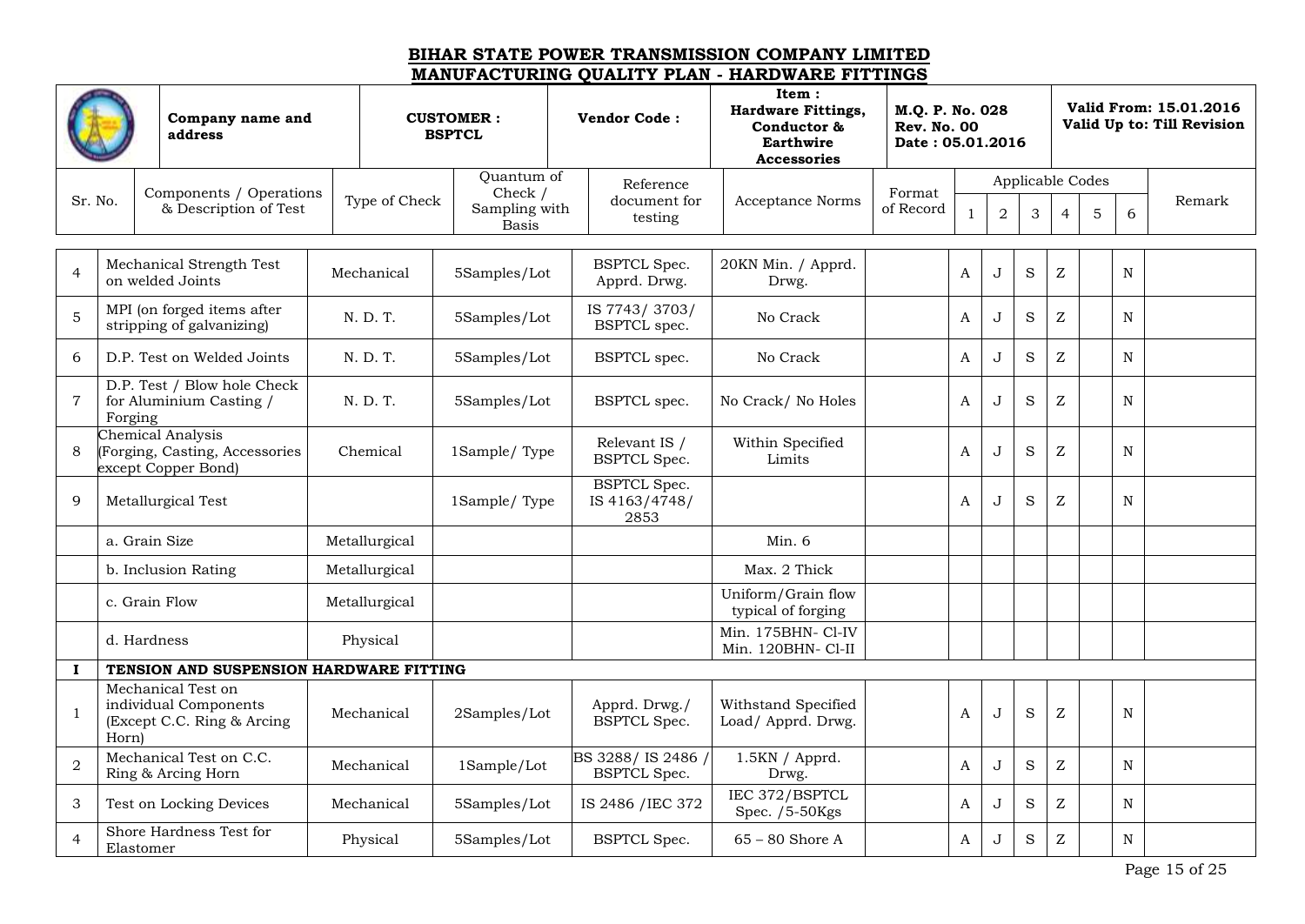# BIHAR STATE POWER TRANSMISSION COMPANY LIMITED

## MANUFACTURING QUALITY PLAN - HARDWARE FITTINGS

| | Company name and address | CUSTOMER : BSPTCL | Vendor Code : | Item : Hardware Fittings, Conductor & Earthwire Accessories | M.Q. P. No. 028 Rev. No. 00 Date : 05.01.2016 | Valid From: 15.01.2016 Valid Up to: Till Revision |
|---|---|---|---|---|---|---|

| Sr. No. | Components / Operations & Description of Test | Type of Check | Quantum of Check / Sampling with Basis | Reference document for testing | Acceptance Norms | Format of Record | Applicable Codes | | | | | | Remark |
|---|---|---|---|---|---|---|---|---|---|---|---|---|---|
| | | | | | | | 1 | 2 | 3 | 4 | 5 | 6 | |
| 4 | Mechanical Strength Test on welded Joints | Mechanical | 5Samples/Lot | BSPTCL Spec. Apprd. Drwg. | 20KN Min. / Apprd. Drwg. | | A | J | S | Z | | N | |
| 5 | MPI (on forged items after stripping of galvanizing) | N. D. T. | 5Samples/Lot | IS 7743/ 3703/ BSPTCL spec. | No Crack | | A | J | S | Z | | N | |
| 6 | D.P. Test on Welded Joints | N. D. T. | 5Samples/Lot | BSPTCL spec. | No Crack | | A | J | S | Z | | N | |
| 7 | D.P. Test / Blow hole Check for Aluminium Casting / Forging | N. D. T. | 5Samples/Lot | BSPTCL spec. | No Crack/ No Holes | | A | J | S | Z | | N | |
| 8 | Chemical Analysis (Forging, Casting, Accessories except Copper Bond) | Chemical | 1Sample/ Type | Relevant IS / BSPTCL Spec. | Within Specified Limits | | A | J | S | Z | | N | |
| 9 | Metallurgical Test | | 1Sample/ Type | BSPTCL Spec. IS 4163/4748/ 2853 | | | A | J | S | Z | | N | |
| | a. Grain Size | Metallurgical | | | Min. 6 | | | | | | | | |
| | b. Inclusion Rating | Metallurgical | | | Max. 2 Thick | | | | | | | | |
| | c. Grain Flow | Metallurgical | | | Uniform/Grain flow typical of forging | | | | | | | | |
| | d. Hardness | Physical | | | Min. 175BHN- Cl-IV Min. 120BHN- Cl-II | | | | | | | | |
| **I** | **TENSION AND SUSPENSION HARDWARE FITTING** | | | | | | | | | | | | |
| 1 | Mechanical Test on individual Components (Except C.C. Ring & Arcing Horn) | Mechanical | 2Samples/Lot | Apprd. Drwg./ BSPTCL Spec. | Withstand Specified Load/ Apprd. Drwg. | | A | J | S | Z | | N | |
| 2 | Mechanical Test on C.C. Ring & Arcing Horn | Mechanical | 1Sample/Lot | BS 3288/ IS 2486 / BSPTCL Spec. | 1.5KN / Apprd. Drwg. | | A | J | S | Z | | N | |
| 3 | Test on Locking Devices | Mechanical | 5Samples/Lot | IS 2486 /IEC 372 | IEC 372/BSPTCL Spec. /5-50Kgs | | A | J | S | Z | | N | |
| 4 | Shore Hardness Test for Elastomer | Physical | 5Samples/Lot | BSPTCL Spec. | 65 – 80 Shore A | | A | J | S | Z | | N | |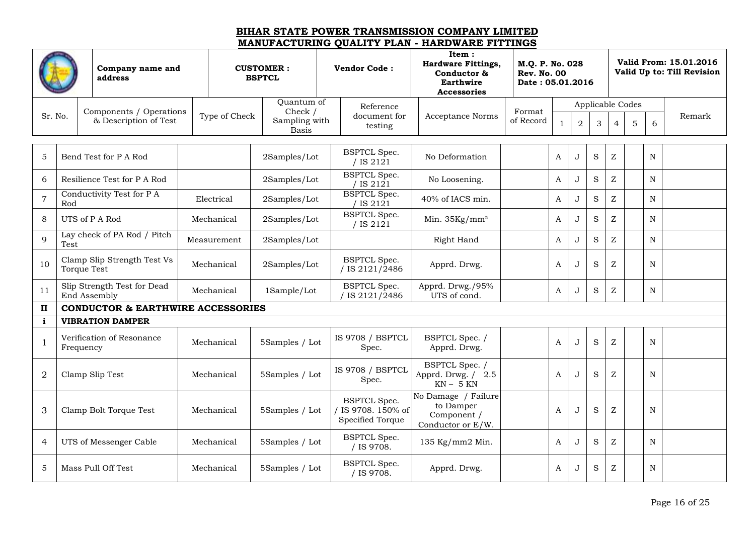# BIHAR STATE POWER TRANSMISSION COMPANY LIMITED

## MANUFACTURING QUALITY PLAN - HARDWARE FITTINGS

| | Company name and address | CUSTOMER : BSPTCL | Vendor Code : | Item : Hardware Fittings, Conductor & Earthwire Accessories | M.Q. P. No. 028 Rev. No. 00 Date : 05.01.2016 | Valid From: 15.01.2016 Valid Up to: Till Revision |
|---|---|---|---|---|---|---|

| Sr. No. | Components / Operations & Description of Test | Type of Check | Quantum of Check / Sampling with Basis | Reference document for testing | Acceptance Norms | Format of Record | Applicable Codes | | | | | | Remark |
|---|---|---|---|---|---|---|---|---|---|---|---|---|---|
| | | | | | | | 1 | 2 | 3 | 4 | 5 | 6 | |
| 5 | Bend Test for P A Rod | | 2Samples/Lot | BSPTCL Spec. / IS 2121 | No Deformation | | A | J | S | Z | | N | |
| 6 | Resilience Test for P A Rod | | 2Samples/Lot | BSPTCL Spec. / IS 2121 | No Loosening. | | A | J | S | Z | | N | |
| 7 | Conductivity Test for P A Rod | Electrical | 2Samples/Lot | BSPTCL Spec. / IS 2121 | 40% of IACS min. | | A | J | S | Z | | N | |
| 8 | UTS of P A Rod | Mechanical | 2Samples/Lot | BSPTCL Spec. / IS 2121 | Min. 35Kg/mm² | | A | J | S | Z | | N | |
| 9 | Lay check of PA Rod / Pitch Test | Measurement | 2Samples/Lot | | Right Hand | | A | J | S | Z | | N | |
| 10 | Clamp Slip Strength Test Vs Torque Test | Mechanical | 2Samples/Lot | BSPTCL Spec. / IS 2121/2486 | Apprd. Drwg. | | A | J | S | Z | | N | |
| 11 | Slip Strength Test for Dead End Assembly | Mechanical | 1Sample/Lot | BSPTCL Spec. / IS 2121/2486 | Apprd. Drwg./95% UTS of cond. | | A | J | S | Z | | N | |
| **II** | **CONDUCTOR & EARTHWIRE ACCESSORIES** | | | | | | | | | | | | |
| **i** | **VIBRATION DAMPER** | | | | | | | | | | | | |
| 1 | Verification of Resonance Frequency | Mechanical | 5Samples / Lot | IS 9708 / BSPTCL Spec. | BSPTCL Spec. / Apprd. Drwg. | | A | J | S | Z | | N | |
| 2 | Clamp Slip Test | Mechanical | 5Samples / Lot | IS 9708 / BSPTCL Spec. | BSPTCL Spec. / Apprd. Drwg. / 2.5 KN – 5 KN | | A | J | S | Z | | N | |
| 3 | Clamp Bolt Torque Test | Mechanical | 5Samples / Lot | BSPTCL Spec. / IS 9708. 150% of Specified Torque | No Damage / Failure to Damper Component / Conductor or E/W. | | A | J | S | Z | | N | |
| 4 | UTS of Messenger Cable | Mechanical | 5Samples / Lot | BSPTCL Spec. / IS 9708. | 135 Kg/mm2 Min. | | A | J | S | Z | | N | |
| 5 | Mass Pull Off Test | Mechanical | 5Samples / Lot | BSPTCL Spec. / IS 9708. | Apprd. Drwg. | | A | J | S | Z | | N | |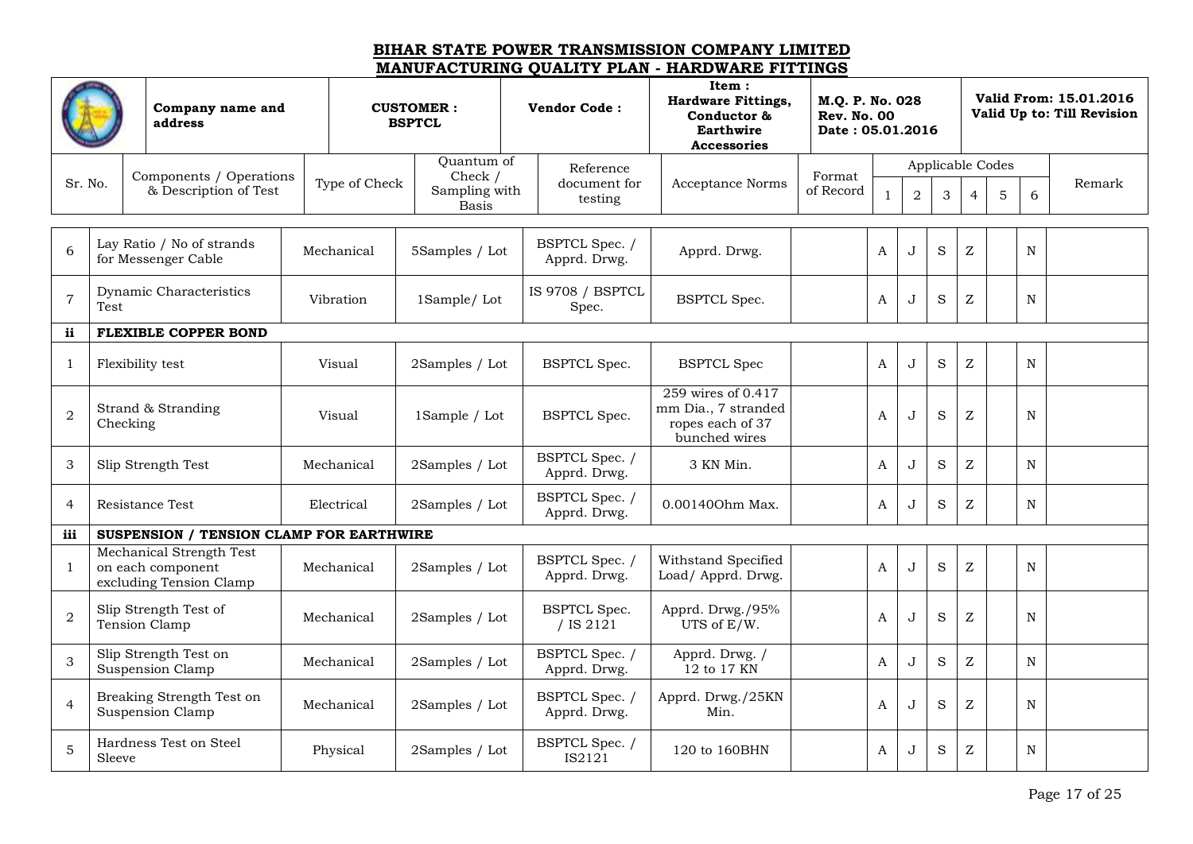# BIHAR STATE POWER TRANSMISSION COMPANY LIMITED

## MANUFACTURING QUALITY PLAN - HARDWARE FITTINGS

| | Company name and address | CUSTOMER : BSPTCL | Vendor Code : | Item : Hardware Fittings, Conductor & Earthwire Accessories | M.Q. P. No. 028 Rev. No. 00 Date : 05.01.2016 | Valid From: 15.01.2016 Valid Up to: Till Revision |
|---|---|---|---|---|---|---|

| Sr. No. | Components / Operations & Description of Test | Type of Check | Quantum of Check / Sampling with Basis | Reference document for testing | Acceptance Norms | Format of Record | Applicable Codes | | | | | | Remark |
|---|---|---|---|---|---|---|---|---|---|---|---|---|---|
| | | | | | | | 1 | 2 | 3 | 4 | 5 | 6 | |
| 6 | Lay Ratio / No of strands for Messenger Cable | Mechanical | 5Samples / Lot | BSPTCL Spec. / Apprd. Drwg. | Apprd. Drwg. | | A | J | S | Z | | N | |
| 7 | Dynamic Characteristics Test | Vibration | 1Sample/ Lot | IS 9708 / BSPTCL Spec. | BSPTCL Spec. | | A | J | S | Z | | N | |
| **ii** | **FLEXIBLE COPPER BOND** | | | | | | | | | | | | |
| 1 | Flexibility test | Visual | 2Samples / Lot | BSPTCL Spec. | BSPTCL Spec | | A | J | S | Z | | N | |
| 2 | Strand & Stranding Checking | Visual | 1Sample / Lot | BSPTCL Spec. | 259 wires of 0.417 mm Dia., 7 stranded ropes each of 37 bunched wires | | A | J | S | Z | | N | |
| 3 | Slip Strength Test | Mechanical | 2Samples / Lot | BSPTCL Spec. / Apprd. Drwg. | 3 KN Min. | | A | J | S | Z | | N | |
| 4 | Resistance Test | Electrical | 2Samples / Lot | BSPTCL Spec. / Apprd. Drwg. | 0.00140Ohm Max. | | A | J | S | Z | | N | |
| **iii** | **SUSPENSION / TENSION CLAMP FOR EARTHWIRE** | | | | | | | | | | | | |
| 1 | Mechanical Strength Test on each component excluding Tension Clamp | Mechanical | 2Samples / Lot | BSPTCL Spec. / Apprd. Drwg. | Withstand Specified Load/ Apprd. Drwg. | | A | J | S | Z | | N | |
| 2 | Slip Strength Test of Tension Clamp | Mechanical | 2Samples / Lot | BSPTCL Spec. / IS 2121 | Apprd. Drwg./95% UTS of E/W. | | A | J | S | Z | | N | |
| 3 | Slip Strength Test on Suspension Clamp | Mechanical | 2Samples / Lot | BSPTCL Spec. / Apprd. Drwg. | Apprd. Drwg. / 12 to 17 KN | | A | J | S | Z | | N | |
| 4 | Breaking Strength Test on Suspension Clamp | Mechanical | 2Samples / Lot | BSPTCL Spec. / Apprd. Drwg. | Apprd. Drwg./25KN Min. | | A | J | S | Z | | N | |
| 5 | Hardness Test on Steel Sleeve | Physical | 2Samples / Lot | BSPTCL Spec. / IS2121 | 120 to 160BHN | | A | J | S | Z | | N | |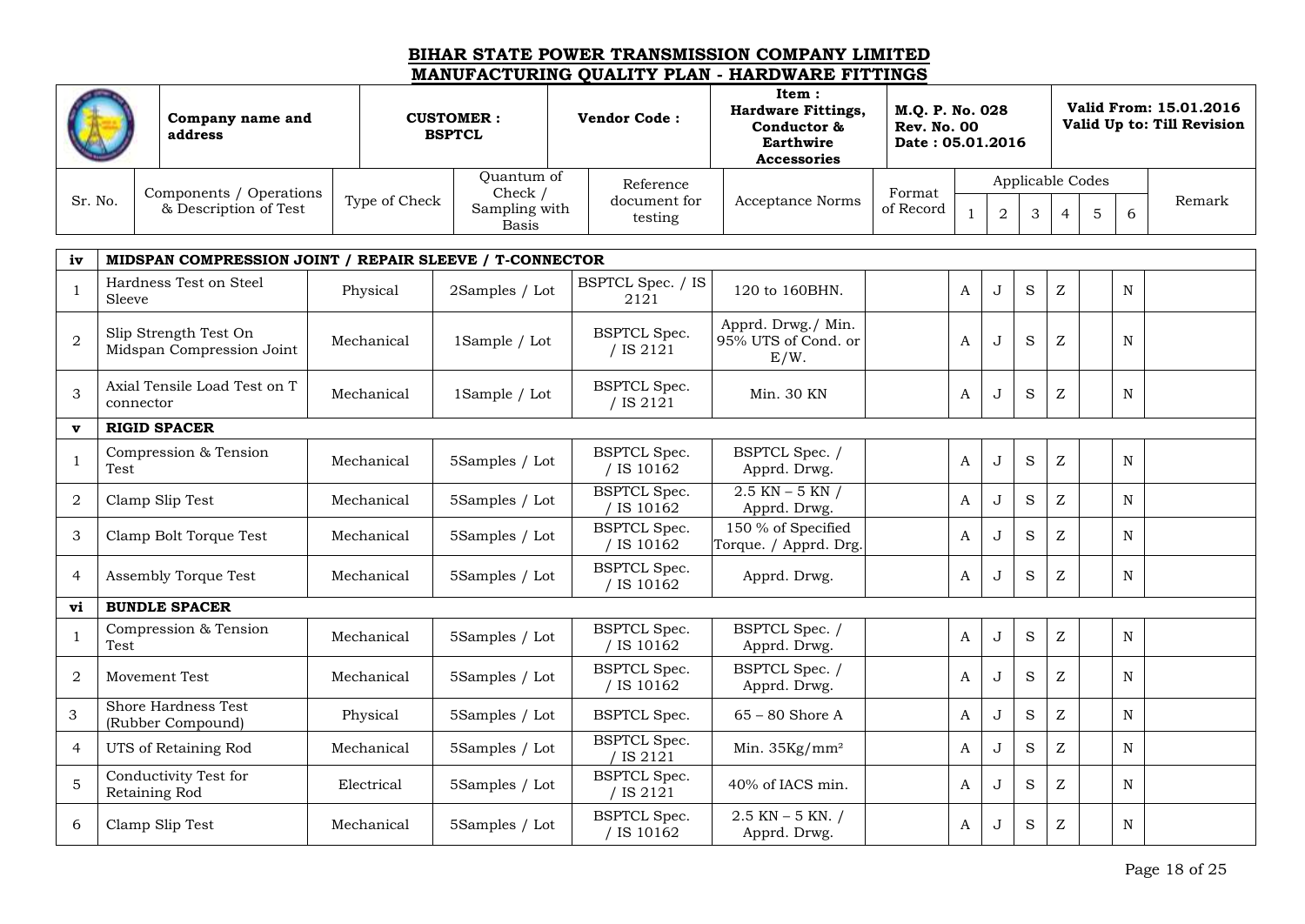# BIHAR STATE POWER TRANSMISSION COMPANY LIMITED

## MANUFACTURING QUALITY PLAN - HARDWARE FITTINGS

| | Company name and address | CUSTOMER : BSPTCL | Vendor Code : | Item : Hardware Fittings, Conductor & Earthwire Accessories | M.Q. P. No. 028 Rev. No. 00 Date : 05.01.2016 | Valid From: 15.01.2016 Valid Up to: Till Revision |
|---|---|---|---|---|---|---|

| Sr. No. | Components / Operations & Description of Test | Type of Check | Quantum of Check / Sampling with Basis | Reference document for testing | Acceptance Norms | Format of Record | Applicable Codes | | | | | | Remark |
|---|---|---|---|---|---|---|---|---|---|---|---|---|---|
| | | | | | | | 1 | 2 | 3 | 4 | 5 | 6 | |
| **iv** | **MIDSPAN COMPRESSION JOINT / REPAIR SLEEVE / T-CONNECTOR** | | | | | | | | | | | | |
| 1 | Hardness Test on Steel Sleeve | Physical | 2Samples / Lot | BSPTCL Spec. / IS 2121 | 120 to 160BHN. | | A | J | S | Z | | N | |
| 2 | Slip Strength Test On Midspan Compression Joint | Mechanical | 1Sample / Lot | BSPTCL Spec. / IS 2121 | Apprd. Drwg./ Min. 95% UTS of Cond. or E/W. | | A | J | S | Z | | N | |
| 3 | Axial Tensile Load Test on T connector | Mechanical | 1Sample / Lot | BSPTCL Spec. / IS 2121 | Min. 30 KN | | A | J | S | Z | | N | |
| **v** | **RIGID SPACER** | | | | | | | | | | | | |
| 1 | Compression & Tension Test | Mechanical | 5Samples / Lot | BSPTCL Spec. / IS 10162 | BSPTCL Spec. / Apprd. Drwg. | | A | J | S | Z | | N | |
| 2 | Clamp Slip Test | Mechanical | 5Samples / Lot | BSPTCL Spec. / IS 10162 | 2.5 KN – 5 KN / Apprd. Drwg. | | A | J | S | Z | | N | |
| 3 | Clamp Bolt Torque Test | Mechanical | 5Samples / Lot | BSPTCL Spec. / IS 10162 | 150 % of Specified Torque. / Apprd. Drg. | | A | J | S | Z | | N | |
| 4 | Assembly Torque Test | Mechanical | 5Samples / Lot | BSPTCL Spec. / IS 10162 | Apprd. Drwg. | | A | J | S | Z | | N | |
| **vi** | **BUNDLE SPACER** | | | | | | | | | | | | |
| 1 | Compression & Tension Test | Mechanical | 5Samples / Lot | BSPTCL Spec. / IS 10162 | BSPTCL Spec. / Apprd. Drwg. | | A | J | S | Z | | N | |
| 2 | Movement Test | Mechanical | 5Samples / Lot | BSPTCL Spec. / IS 10162 | BSPTCL Spec. / Apprd. Drwg. | | A | J | S | Z | | N | |
| 3 | Shore Hardness Test (Rubber Compound) | Physical | 5Samples / Lot | BSPTCL Spec. | 65 – 80 Shore A | | A | J | S | Z | | N | |
| 4 | UTS of Retaining Rod | Mechanical | 5Samples / Lot | BSPTCL Spec. / IS 2121 | Min. $35Kg/mm^2$ | | A | J | S | Z | | N | |
| 5 | Conductivity Test for Retaining Rod | Electrical | 5Samples / Lot | BSPTCL Spec. / IS 2121 | 40% of IACS min. | | A | J | S | Z | | N | |
| 6 | Clamp Slip Test | Mechanical | 5Samples / Lot | BSPTCL Spec. / IS 10162 | 2.5 KN – 5 KN. / Apprd. Drwg. | | A | J | S | Z | | N | |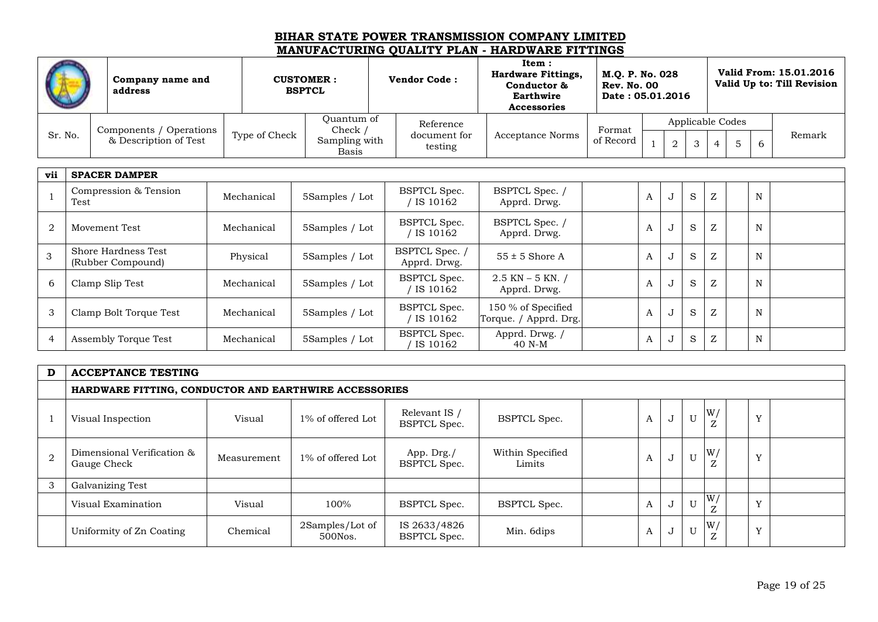# BIHAR STATE POWER TRANSMISSION COMPANY LIMITED

## MANUFACTURING QUALITY PLAN - HARDWARE FITTINGS

| | Company name and address | CUSTOMER : BSPTCL | Vendor Code : | Item : Hardware Fittings, Conductor & Earthwire Accessories | M.Q. P. No. 028 Rev. No. 00 Date : 05.01.2016 | Valid From: 15.01.2016 Valid Up to: Till Revision |
|---|---|---|---|---|---|---|

| Sr. No. | Components / Operations & Description of Test | Type of Check | Quantum of Check / Sampling with Basis | Reference document for testing | Acceptance Norms | Format of Record | Applicable Codes | | | | | | Remark |
|---|---|---|---|---|---|---|---|---|---|---|---|---|---|
| | | | | | | | 1 | 2 | 3 | 4 | 5 | 6 | |
| **vii** | **SPACER DAMPER** | | | | | | | | | | | | |
| 1 | Compression & Tension Test | Mechanical | 5Samples / Lot | BSPTCL Spec. / IS 10162 | BSPTCL Spec. / Apprd. Drwg. | | A | J | S | Z | | N | |
| 2 | Movement Test | Mechanical | 5Samples / Lot | BSPTCL Spec. / IS 10162 | BSPTCL Spec. / Apprd. Drwg. | | A | J | S | Z | | N | |
| 3 | Shore Hardness Test (Rubber Compound) | Physical | 5Samples / Lot | BSPTCL Spec. / Apprd. Drwg. | 55 ± 5 Shore A | | A | J | S | Z | | N | |
| 6 | Clamp Slip Test | Mechanical | 5Samples / Lot | BSPTCL Spec. / IS 10162 | 2.5 KN – 5 KN. / Apprd. Drwg. | | A | J | S | Z | | N | |
| 3 | Clamp Bolt Torque Test | Mechanical | 5Samples / Lot | BSPTCL Spec. / IS 10162 | 150 % of Specified Torque. / Apprd. Drg. | | A | J | S | Z | | N | |
| 4 | Assembly Torque Test | Mechanical | 5Samples / Lot | BSPTCL Spec. / IS 10162 | Apprd. Drwg. / 40 N-M | | A | J | S | Z | | N | |
| **D** | **ACCEPTANCE TESTING** | | | | | | | | | | | | |
| | **HARDWARE FITTING, CONDUCTOR AND EARTHWIRE ACCESSORIES** | | | | | | | | | | | | |
| 1 | Visual Inspection | Visual | 1% of offered Lot | Relevant IS / BSPTCL Spec. | BSPTCL Spec. | | A | J | U | W/ Z | | Y | |
| 2 | Dimensional Verification & Gauge Check | Measurement | 1% of offered Lot | App. Drg./ BSPTCL Spec. | Within Specified Limits | | A | J | U | W/ Z | | Y | |
| 3 | Galvanizing Test | | | | | | | | | | | | |
| | Visual Examination | Visual | 100% | BSPTCL Spec. | BSPTCL Spec. | | A | J | U | W/ Z | | Y | |
| | Uniformity of Zn Coating | Chemical | 2Samples/Lot of 500Nos. | IS 2633/4826 BSPTCL Spec. | Min. 6dips | | A | J | U | W/ Z | | Y | |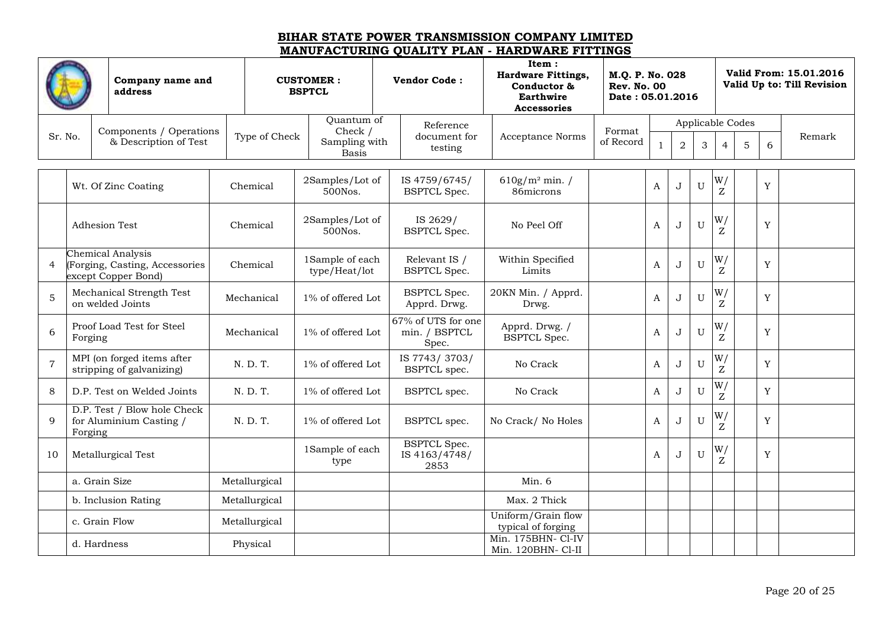# BIHAR STATE POWER TRANSMISSION COMPANY LIMITED

## MANUFACTURING QUALITY PLAN - HARDWARE FITTINGS

| | Company name and address | CUSTOMER : BSPTCL | Vendor Code : | Item : Hardware Fittings, Conductor & Earthwire Accessories | M.Q. P. No. 028 Rev. No. 00 Date : 05.01.2016 | Valid From: 15.01.2016 Valid Up to: Till Revision |
|---|---|---|---|---|---|---|

| Sr. No. | Components / Operations & Description of Test | Type of Check | Quantum of Check / Sampling with Basis | Reference document for testing | Acceptance Norms | Format of Record | Applicable Codes | | | | | | Remark |
|---|---|---|---|---|---|---|---|---|---|---|---|---|---|
| | | | | | | | 1 | 2 | 3 | 4 | 5 | 6 | |
| | Wt. Of Zinc Coating | Chemical | 2Samples/Lot of 500Nos. | IS 4759/6745/ BSPTCL Spec. | 610g/m² min. / 86microns | | A | J | U | W/Z | | Y | |
| | Adhesion Test | Chemical | 2Samples/Lot of 500Nos. | IS 2629/ BSPTCL Spec. | No Peel Off | | A | J | U | W/Z | | Y | |
| 4 | Chemical Analysis (Forging, Casting, Accessories except Copper Bond) | Chemical | 1Sample of each type/Heat/lot | Relevant IS / BSPTCL Spec. | Within Specified Limits | | A | J | U | W/Z | | Y | |
| 5 | Mechanical Strength Test on welded Joints | Mechanical | 1% of offered Lot | BSPTCL Spec. Apprd. Drwg. | 20KN Min. / Apprd. Drwg. | | A | J | U | W/Z | | Y | |
| 6 | Proof Load Test for Steel Forging | Mechanical | 1% of offered Lot | 67% of UTS for one min. / BSPTCL Spec. | Apprd. Drwg. / BSPTCL Spec. | | A | J | U | W/Z | | Y | |
| 7 | MPI (on forged items after stripping of galvanizing) | N. D. T. | 1% of offered Lot | IS 7743/ 3703/ BSPTCL spec. | No Crack | | A | J | U | W/Z | | Y | |
| 8 | D.P. Test on Welded Joints | N. D. T. | 1% of offered Lot | BSPTCL spec. | No Crack | | A | J | U | W/Z | | Y | |
| 9 | D.P. Test / Blow hole Check for Aluminium Casting / Forging | N. D. T. | 1% of offered Lot | BSPTCL spec. | No Crack/ No Holes | | A | J | U | W/Z | | Y | |
| 10 | Metallurgical Test | | 1Sample of each type | BSPTCL Spec. IS 4163/4748/ 2853 | | | A | J | U | W/Z | | Y | |
| | a. Grain Size | Metallurgical | | | Min. 6 | | | | | | | | |
| | b. Inclusion Rating | Metallurgical | | | Max. 2 Thick | | | | | | | | |
| | c. Grain Flow | Metallurgical | | | Uniform/Grain flow typical of forging | | | | | | | | |
| | d. Hardness | Physical | | | Min. 175BHN- Cl-IV Min. 120BHN- Cl-II | | | | | | | | |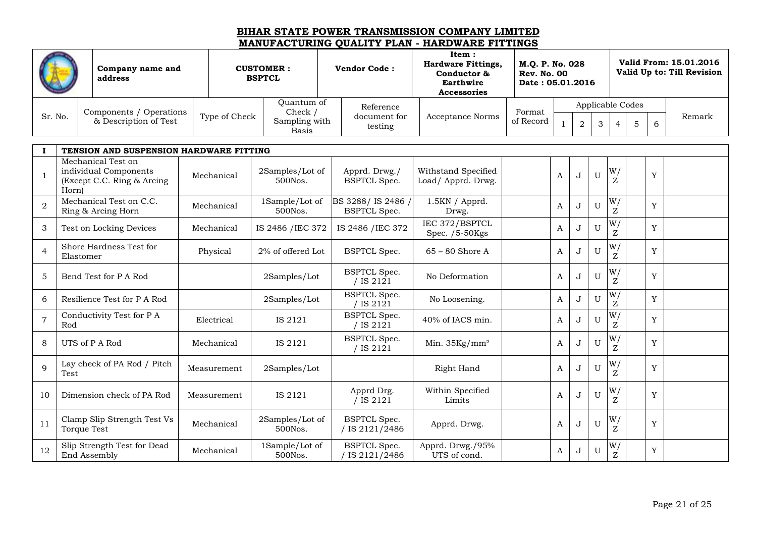# BIHAR STATE POWER TRANSMISSION COMPANY LIMITED

## MANUFACTURING QUALITY PLAN - HARDWARE FITTINGS

| | Company name and address | CUSTOMER : BSPTCL | Vendor Code : | Item : Hardware Fittings, Conductor & Earthwire Accessories | M.Q. P. No. 028 Rev. No. 00 Date : 05.01.2016 | Valid From: 15.01.2016 Valid Up to: Till Revision |
|---|---|---|---|---|---|---|

| Sr. No. | Components / Operations & Description of Test | Type of Check | Quantum of Check / Sampling with Basis | Reference document for testing | Acceptance Norms | Format of Record | Applicable Codes | | | | | | Remark |
|---|---|---|---|---|---|---|---|---|---|---|---|---|---|
| | | | | | | | 1 | 2 | 3 | 4 | 5 | 6 | |
| **I** | **TENSION AND SUSPENSION HARDWARE FITTING** | | | | | | | | | | | | |
| 1 | Mechanical Test on individual Components (Except C.C. Ring & Arcing Horn) | Mechanical | 2Samples/Lot of 500Nos. | Apprd. Drwg./ BSPTCL Spec. | Withstand Specified Load/ Apprd. Drwg. | | A | J | U | W/ Z | | Y | |
| 2 | Mechanical Test on C.C. Ring & Arcing Horn | Mechanical | 1Sample/Lot of 500Nos. | BS 3288/ IS 2486 / BSPTCL Spec. | 1.5KN / Apprd. Drwg. | | A | J | U | W/ Z | | Y | |
| 3 | Test on Locking Devices | Mechanical | IS 2486 /IEC 372 | IS 2486 /IEC 372 | IEC 372/BSPTCL Spec. /5-50Kgs | | A | J | U | W/ Z | | Y | |
| 4 | Shore Hardness Test for Elastomer | Physical | 2% of offered Lot | BSPTCL Spec. | 65 – 80 Shore A | | A | J | U | W/ Z | | Y | |
| 5 | Bend Test for P A Rod | | 2Samples/Lot | BSPTCL Spec. / IS 2121 | No Deformation | | A | J | U | W/ Z | | Y | |
| 6 | Resilience Test for P A Rod | | 2Samples/Lot | BSPTCL Spec. / IS 2121 | No Loosening. | | A | J | U | W/ Z | | Y | |
| 7 | Conductivity Test for P A Rod | Electrical | IS 2121 | BSPTCL Spec. / IS 2121 | 40% of IACS min. | | A | J | U | W/ Z | | Y | |
| 8 | UTS of P A Rod | Mechanical | IS 2121 | BSPTCL Spec. / IS 2121 | Min. $35Kg/mm^2$ | | A | J | U | W/ Z | | Y | |
| 9 | Lay check of PA Rod / Pitch Test | Measurement | 2Samples/Lot | | Right Hand | | A | J | U | W/ Z | | Y | |
| 10 | Dimension check of PA Rod | Measurement | IS 2121 | Apprd Drg. / IS 2121 | Within Specified Limits | | A | J | U | W/ Z | | Y | |
| 11 | Clamp Slip Strength Test Vs Torque Test | Mechanical | 2Samples/Lot of 500Nos. | BSPTCL Spec. / IS 2121/2486 | Apprd. Drwg. | | A | J | U | W/ Z | | Y | |
| 12 | Slip Strength Test for Dead End Assembly | Mechanical | 1Sample/Lot of 500Nos. | BSPTCL Spec. / IS 2121/2486 | Apprd. Drwg./95% UTS of cond. | | A | J | U | W/ Z | | Y | |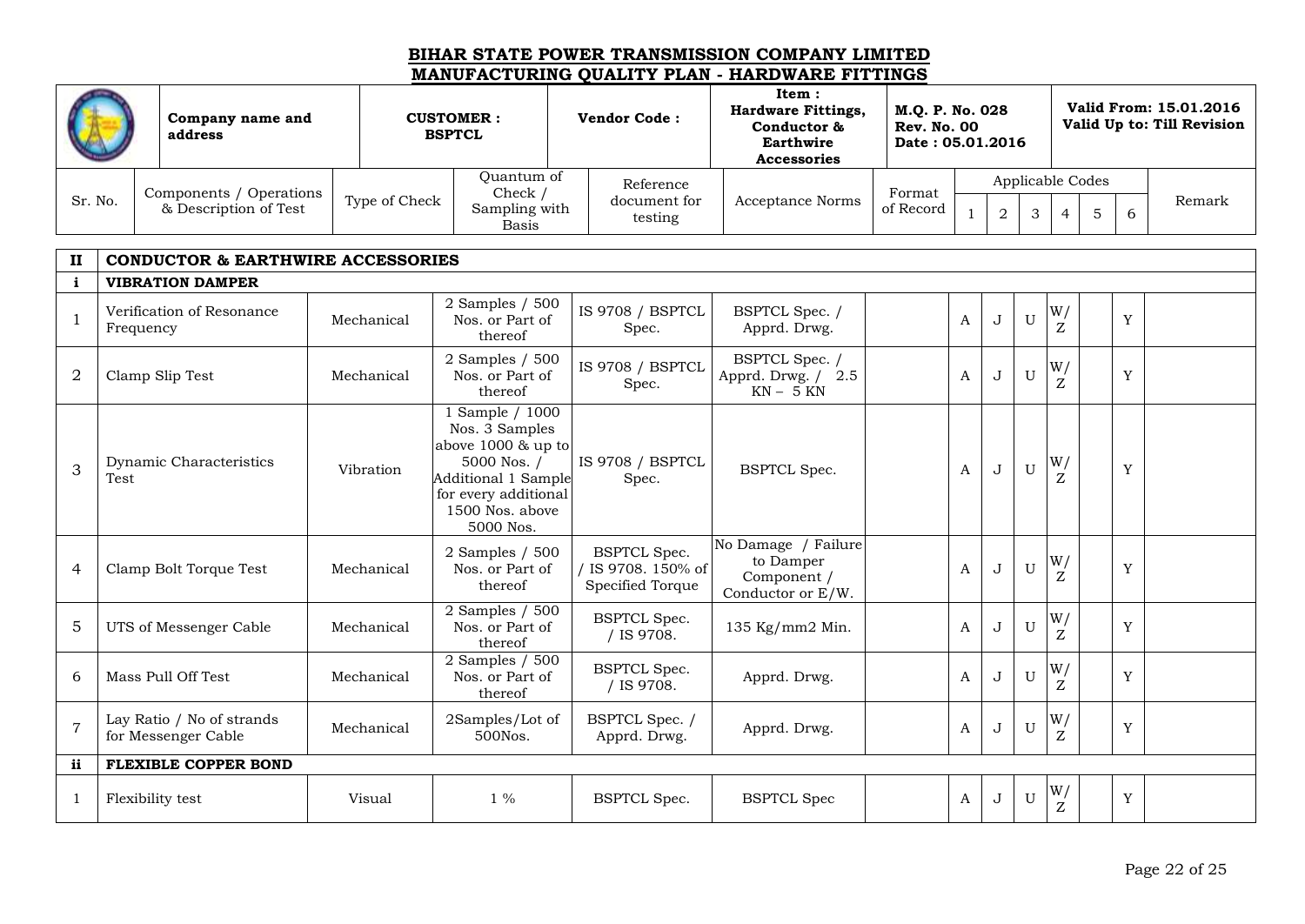# BIHAR STATE POWER TRANSMISSION COMPANY LIMITED

## MANUFACTURING QUALITY PLAN - HARDWARE FITTINGS

| | Company name and address | CUSTOMER : BSPTCL | Vendor Code : | Item : Hardware Fittings, Conductor & Earthwire Accessories | M.Q. P. No. 028 Rev. No. 00 Date : 05.01.2016 | Valid From: 15.01.2016 Valid Up to: Till Revision |
|---|---|---|---|---|---|---|

| Sr. No. | Components / Operations & Description of Test | Type of Check | Quantum of Check / Sampling with Basis | Reference document for testing | Acceptance Norms | Format of Record | Applicable Codes | | | | | | Remark |
|---|---|---|---|---|---|---|---|---|---|---|---|---|---|
| | | | | | | | 1 | 2 | 3 | 4 | 5 | 6 | |
| **II** | **CONDUCTOR & EARTHWIRE ACCESSORIES** | | | | | | | | | | | | |
| **i** | **VIBRATION DAMPER** | | | | | | | | | | | | |
| 1 | Verification of Resonance Frequency | Mechanical | 2 Samples / 500 Nos. or Part of thereof | IS 9708 / BSPTCL Spec. | BSPTCL Spec. / Apprd. Drwg. | | A | J | U | W/ Z | | Y | |
| 2 | Clamp Slip Test | Mechanical | 2 Samples / 500 Nos. or Part of thereof | IS 9708 / BSPTCL Spec. | BSPTCL Spec. / Apprd. Drwg. / 2.5 KN – 5 KN | | A | J | U | W/ Z | | Y | |
| 3 | Dynamic Characteristics Test | Vibration | 1 Sample / 1000 Nos. 3 Samples above 1000 & up to 5000 Nos. / Additional 1 Sample for every additional 1500 Nos. above 5000 Nos. | IS 9708 / BSPTCL Spec. | BSPTCL Spec. | | A | J | U | W/ Z | | Y | |
| 4 | Clamp Bolt Torque Test | Mechanical | 2 Samples / 500 Nos. or Part of thereof | BSPTCL Spec. / IS 9708. 150% of Specified Torque | No Damage / Failure to Damper Component / Conductor or E/W. | | A | J | U | W/ Z | | Y | |
| 5 | UTS of Messenger Cable | Mechanical | 2 Samples / 500 Nos. or Part of thereof | BSPTCL Spec. / IS 9708. | 135 Kg/mm2 Min. | | A | J | U | W/ Z | | Y | |
| 6 | Mass Pull Off Test | Mechanical | 2 Samples / 500 Nos. or Part of thereof | BSPTCL Spec. / IS 9708. | Apprd. Drwg. | | A | J | U | W/ Z | | Y | |
| 7 | Lay Ratio / No of strands for Messenger Cable | Mechanical | 2Samples/Lot of 500Nos. | BSPTCL Spec. / Apprd. Drwg. | Apprd. Drwg. | | A | J | U | W/ Z | | Y | |
| **ii** | **FLEXIBLE COPPER BOND** | | | | | | | | | | | | |
| 1 | Flexibility test | Visual | 1 % | BSPTCL Spec. | BSPTCL Spec | | A | J | U | W/ Z | | Y | |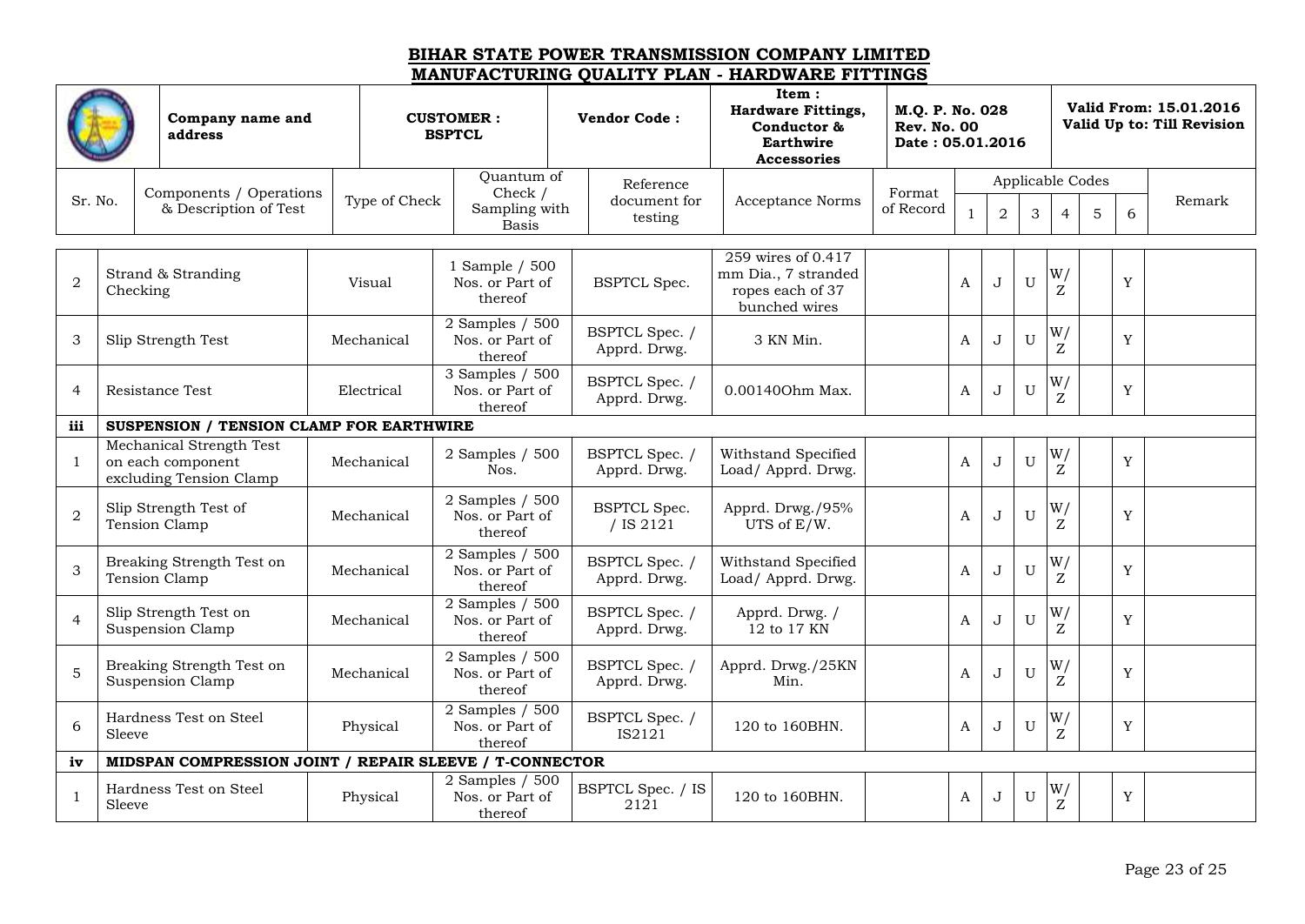# BIHAR STATE POWER TRANSMISSION COMPANY LIMITED

## MANUFACTURING QUALITY PLAN - HARDWARE FITTINGS

| | Company name and address | CUSTOMER : BSPTCL | Vendor Code : | Item : Hardware Fittings, Conductor & Earthwire Accessories | M.Q. P. No. 028 Rev. No. 00 Date : 05.01.2016 | Valid From: 15.01.2016 Valid Up to: Till Revision |
|---|---|---|---|---|---|---|

| Sr. No. | Components / Operations & Description of Test | Type of Check | Quantum of Check / Sampling with Basis | Reference document for testing | Acceptance Norms | Format of Record | Applicable Codes | | | | | | Remark |
|---|---|---|---|---|---|---|---|---|---|---|---|---|---|
| | | | | | | | 1 | 2 | 3 | 4 | 5 | 6 | |
| 2 | Strand & Stranding Checking | Visual | 1 Sample / 500 Nos. or Part of thereof | BSPTCL Spec. | 259 wires of 0.417 mm Dia., 7 stranded ropes each of 37 bunched wires | | A | J | U | W/ Z | | Y | |
| 3 | Slip Strength Test | Mechanical | 2 Samples / 500 Nos. or Part of thereof | BSPTCL Spec. / Apprd. Drwg. | 3 KN Min. | | A | J | U | W/ Z | | Y | |
| 4 | Resistance Test | Electrical | 3 Samples / 500 Nos. or Part of thereof | BSPTCL Spec. / Apprd. Drwg. | 0.00140Ohm Max. | | A | J | U | W/ Z | | Y | |
| **iii** | **SUSPENSION / TENSION CLAMP FOR EARTHWIRE** | | | | | | | | | | | | |
| 1 | Mechanical Strength Test on each component excluding Tension Clamp | Mechanical | 2 Samples / 500 Nos. | BSPTCL Spec. / Apprd. Drwg. | Withstand Specified Load/ Apprd. Drwg. | | A | J | U | W/ Z | | Y | |
| 2 | Slip Strength Test of Tension Clamp | Mechanical | 2 Samples / 500 Nos. or Part of thereof | BSPTCL Spec. / IS 2121 | Apprd. Drwg./95% UTS of E/W. | | A | J | U | W/ Z | | Y | |
| 3 | Breaking Strength Test on Tension Clamp | Mechanical | 2 Samples / 500 Nos. or Part of thereof | BSPTCL Spec. / Apprd. Drwg. | Withstand Specified Load/ Apprd. Drwg. | | A | J | U | W/ Z | | Y | |
| 4 | Slip Strength Test on Suspension Clamp | Mechanical | 2 Samples / 500 Nos. or Part of thereof | BSPTCL Spec. / Apprd. Drwg. | Apprd. Drwg. / 12 to 17 KN | | A | J | U | W/ Z | | Y | |
| 5 | Breaking Strength Test on Suspension Clamp | Mechanical | 2 Samples / 500 Nos. or Part of thereof | BSPTCL Spec. / Apprd. Drwg. | Apprd. Drwg./25KN Min. | | A | J | U | W/ Z | | Y | |
| 6 | Hardness Test on Steel Sleeve | Physical | 2 Samples / 500 Nos. or Part of thereof | BSPTCL Spec. / IS2121 | 120 to 160BHN. | | A | J | U | W/ Z | | Y | |
| **iv** | **MIDSPAN COMPRESSION JOINT / REPAIR SLEEVE / T-CONNECTOR** | | | | | | | | | | | | |
| 1 | Hardness Test on Steel Sleeve | Physical | 2 Samples / 500 Nos. or Part of thereof | BSPTCL Spec. / IS 2121 | 120 to 160BHN. | | A | J | U | W/ Z | | Y | |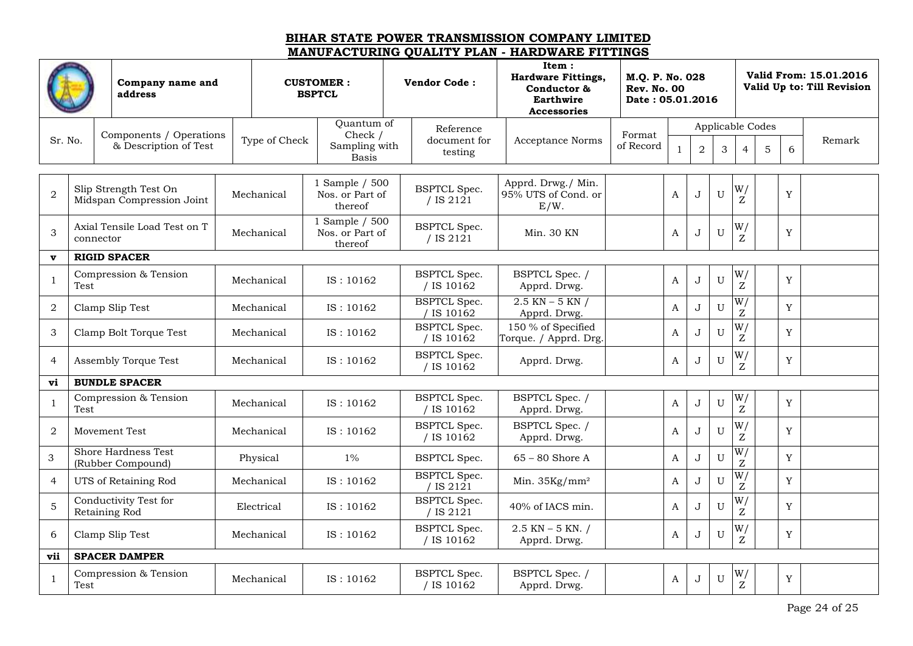# BIHAR STATE POWER TRANSMISSION COMPANY LIMITED

## MANUFACTURING QUALITY PLAN - HARDWARE FITTINGS

| | Company name and address | CUSTOMER : BSPTCL | Vendor Code : | Item : Hardware Fittings, Conductor & Earthwire Accessories | M.Q. P. No. 028 Rev. No. 00 Date : 05.01.2016 | Valid From: 15.01.2016 Valid Up to: Till Revision |
|---|---|---|---|---|---|---|

| Sr. No. | Components / Operations & Description of Test | Type of Check | Quantum of Check / Sampling with Basis | Reference document for testing | Acceptance Norms | Format of Record | Applicable Codes | | | | | | Remark |
|---|---|---|---|---|---|---|---|---|---|---|---|---|---|
| | | | | | | | 1 | 2 | 3 | 4 | 5 | 6 | |
| 2 | Slip Strength Test On Midspan Compression Joint | Mechanical | 1 Sample / 500 Nos. or Part of thereof | BSPTCL Spec. / IS 2121 | Apprd. Drwg./ Min. 95% UTS of Cond. or E/W. | | A | J | U | W/ Z | | Y | |
| 3 | Axial Tensile Load Test on T connector | Mechanical | 1 Sample / 500 Nos. or Part of thereof | BSPTCL Spec. / IS 2121 | Min. 30 KN | | A | J | U | W/ Z | | Y | |
| **v** | **RIGID SPACER** | | | | | | | | | | | | |
| 1 | Compression & Tension Test | Mechanical | IS : 10162 | BSPTCL Spec. / IS 10162 | BSPTCL Spec. / Apprd. Drwg. | | A | J | U | W/ Z | | Y | |
| 2 | Clamp Slip Test | Mechanical | IS : 10162 | BSPTCL Spec. / IS 10162 | 2.5 KN – 5 KN / Apprd. Drwg. | | A | J | U | W/ Z | | Y | |
| 3 | Clamp Bolt Torque Test | Mechanical | IS : 10162 | BSPTCL Spec. / IS 10162 | 150 % of Specified Torque. / Apprd. Drg. | | A | J | U | W/ Z | | Y | |
| 4 | Assembly Torque Test | Mechanical | IS : 10162 | BSPTCL Spec. / IS 10162 | Apprd. Drwg. | | A | J | U | W/ Z | | Y | |
| **vi** | **BUNDLE SPACER** | | | | | | | | | | | | |
| 1 | Compression & Tension Test | Mechanical | IS : 10162 | BSPTCL Spec. / IS 10162 | BSPTCL Spec. / Apprd. Drwg. | | A | J | U | W/ Z | | Y | |
| 2 | Movement Test | Mechanical | IS : 10162 | BSPTCL Spec. / IS 10162 | BSPTCL Spec. / Apprd. Drwg. | | A | J | U | W/ Z | | Y | |
| 3 | Shore Hardness Test (Rubber Compound) | Physical | 1% | BSPTCL Spec. | 65 – 80 Shore A | | A | J | U | W/ Z | | Y | |
| 4 | UTS of Retaining Rod | Mechanical | IS : 10162 | BSPTCL Spec. / IS 2121 | Min. 35Kg/mm² | | A | J | U | W/ Z | | Y | |
| 5 | Conductivity Test for Retaining Rod | Electrical | IS : 10162 | BSPTCL Spec. / IS 2121 | 40% of IACS min. | | A | J | U | W/ Z | | Y | |
| 6 | Clamp Slip Test | Mechanical | IS : 10162 | BSPTCL Spec. / IS 10162 | 2.5 KN – 5 KN. / Apprd. Drwg. | | A | J | U | W/ Z | | Y | |
| **vii** | **SPACER DAMPER** | | | | | | | | | | | | |
| 1 | Compression & Tension Test | Mechanical | IS : 10162 | BSPTCL Spec. / IS 10162 | BSPTCL Spec. / Apprd. Drwg. | | A | J | U | W/ Z | | Y | |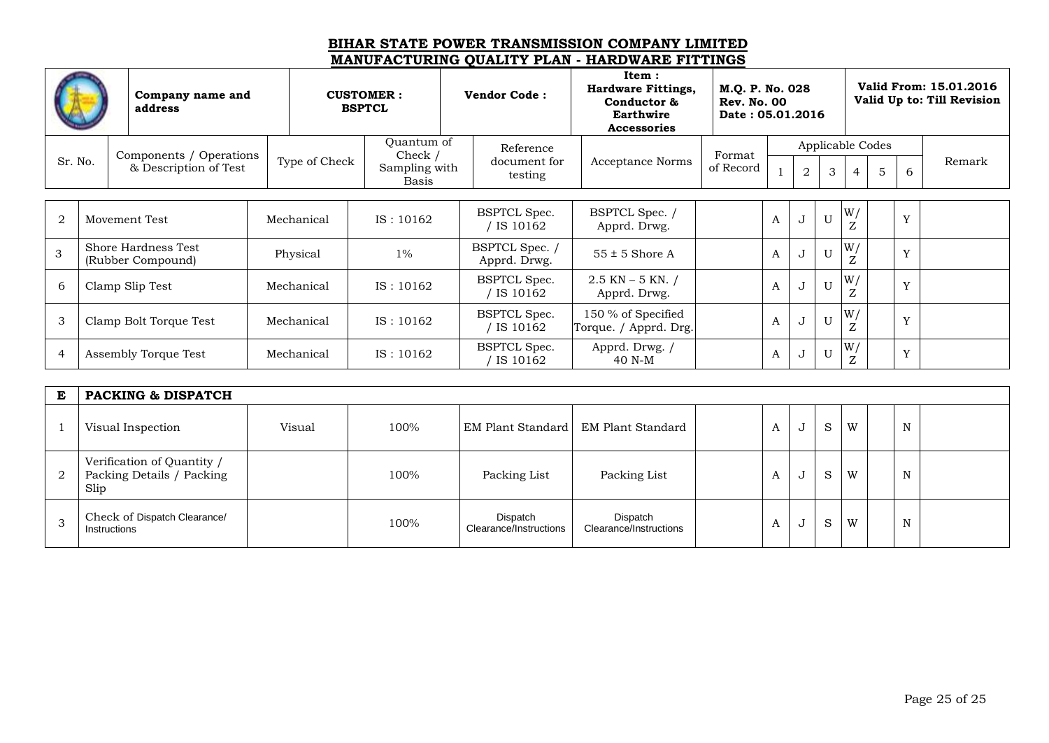# BIHAR STATE POWER TRANSMISSION COMPANY LIMITED

## MANUFACTURING QUALITY PLAN - HARDWARE FITTINGS

| | Company name and address | CUSTOMER : BSPTCL | Vendor Code : | Item : Hardware Fittings, Conductor & Earthwire Accessories | M.Q. P. No. 028 Rev. No. 00 Date : 05.01.2016 | Valid From: 15.01.2016 Valid Up to: Till Revision |
|---|---|---|---|---|---|---|

| Sr. No. | Components / Operations & Description of Test | Type of Check | Quantum of Check / Sampling with Basis | Reference document for testing | Acceptance Norms | Format of Record | Applicable Codes | | | | | | Remark |
|---|---|---|---|---|---|---|---|---|---|---|---|---|---|
| | | | | | | | 1 | 2 | 3 | 4 | 5 | 6 | |
| 2 | Movement Test | Mechanical | IS : 10162 | BSPTCL Spec. / IS 10162 | BSPTCL Spec. / Apprd. Drwg. | | A | J | U | W/ Z | | Y | |
| 3 | Shore Hardness Test (Rubber Compound) | Physical | 1% | BSPTCL Spec. / Apprd. Drwg. | 55 ± 5 Shore A | | A | J | U | W/ Z | | Y | |
| 6 | Clamp Slip Test | Mechanical | IS : 10162 | BSPTCL Spec. / IS 10162 | 2.5 KN – 5 KN. / Apprd. Drwg. | | A | J | U | W/ Z | | Y | |
| 3 | Clamp Bolt Torque Test | Mechanical | IS : 10162 | BSPTCL Spec. / IS 10162 | 150 % of Specified Torque. / Apprd. Drg. | | A | J | U | W/ Z | | Y | |
| 4 | Assembly Torque Test | Mechanical | IS : 10162 | BSPTCL Spec. / IS 10162 | Apprd. Drwg. / 40 N-M | | A | J | U | W/ Z | | Y | |
| **E** | **PACKING & DISPATCH** | | | | | | | | | | | | |
| 1 | Visual Inspection | Visual | 100% | EM Plant Standard | EM Plant Standard | | A | J | S | W | | N | |
| 2 | Verification of Quantity / Packing Details / Packing Slip | | 100% | Packing List | Packing List | | A | J | S | W | | N | |
| 3 | Check of Dispatch Clearance/ Instructions | | 100% | Dispatch Clearance/Instructions | Dispatch Clearance/Instructions | | A | J | S | W | | N | |